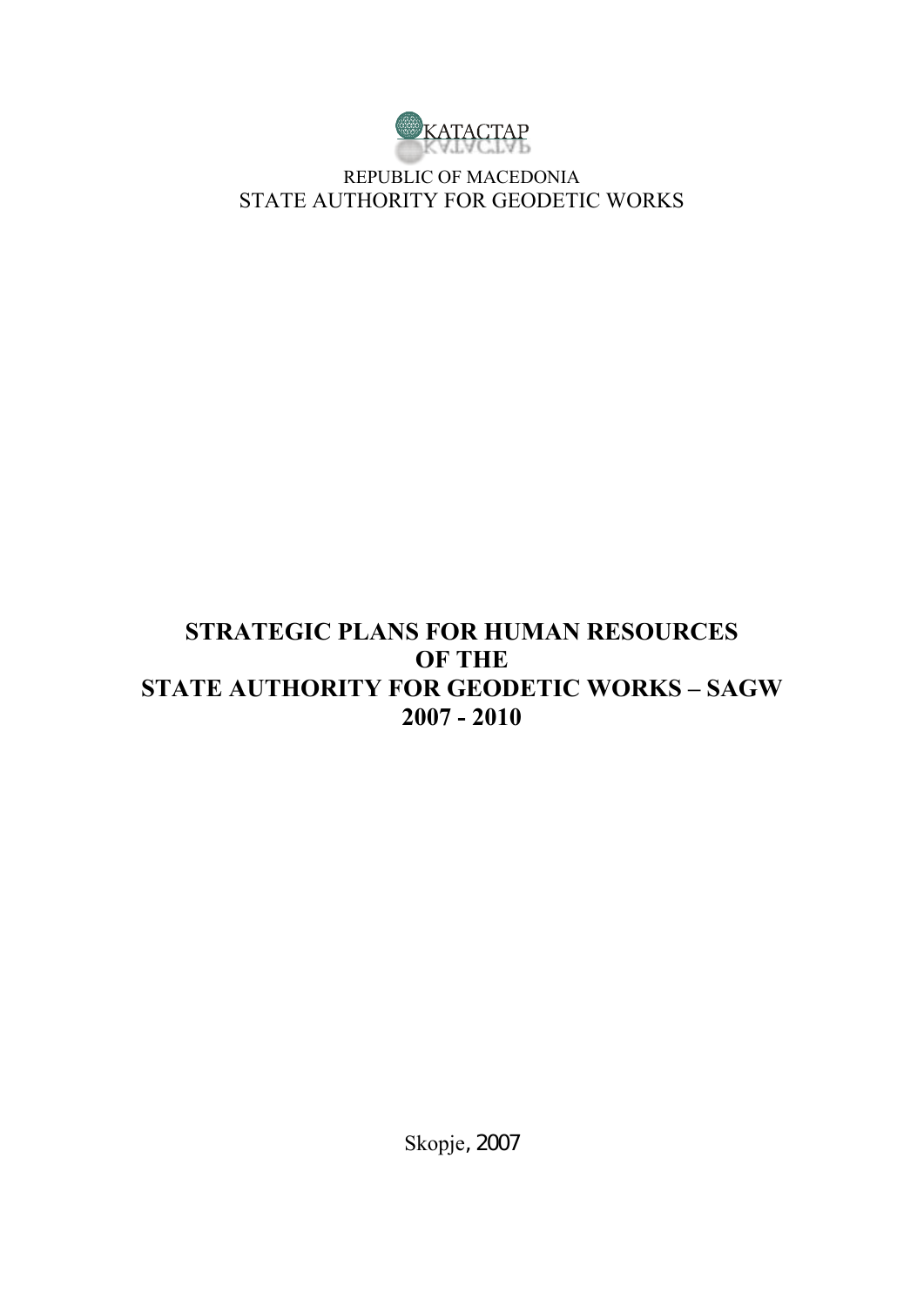КАТАСТАР

REPUBLIC OF MACEDONIA

STATE AUTHORITY FOR GEODETIC WORKS

# STRATEGIC PLANS FOR HUMAN RESOURCES OF THE STATE AUTHORITY FOR GEODETIC WORKS – SAGW 2007 - 2010

Skopje, 2007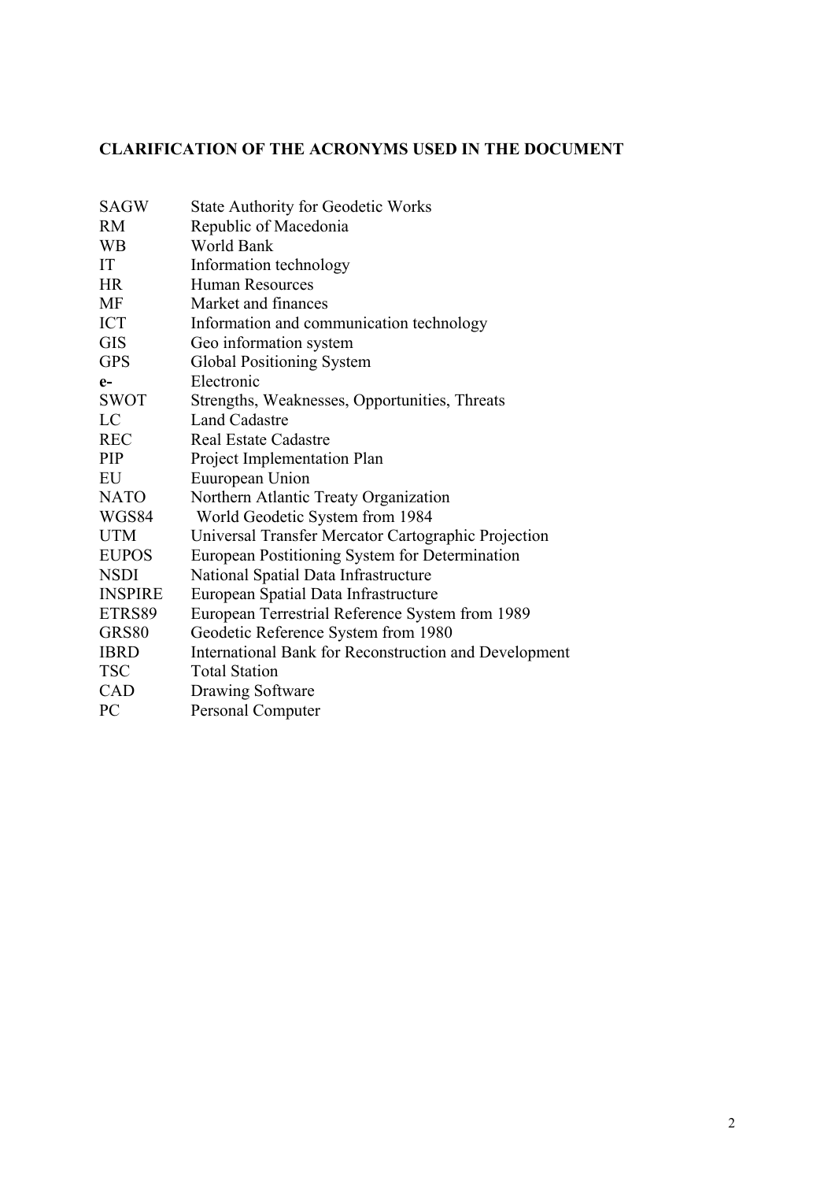**CLARIFICATION OF THE ACRONYMS USED IN THE DOCUMENT**

| | |
|---|---|
| SAGW | State Authority for Geodetic Works |
| RM | Republic of Macedonia |
| WB | World Bank |
| IT | Information technology |
| HR | Human Resources |
| MF | Market and finances |
| ICT | Information and communication technology |
| GIS | Geo information system |
| GPS | Global Positioning System |
| **e-** | Electronic |
| SWOT | Strengths, Weaknesses, Opportunities, Threats |
| LC | Land Cadastre |
| REC | Real Estate Cadastre |
| PIP | Project Implementation Plan |
| EU | Euuropean Union |
| NATO | Northern Atlantic Treaty Organization |
| WGS84 | World Geodetic System from 1984 |
| UTM | Universal Transfer Mercator Cartographic Projection |
| EUPOS | European Postitioning System for Determination |
| NSDI | National Spatial Data Infrastructure |
| INSPIRE | European Spatial Data Infrastructure |
| ETRS89 | European Terrestrial Reference System from 1989 |
| GRS80 | Geodetic Reference System from 1980 |
| IBRD | International Bank for Reconstruction and Development |
| TSC | Total Station |
| CAD | Drawing Software |
| PC | Personal Computer |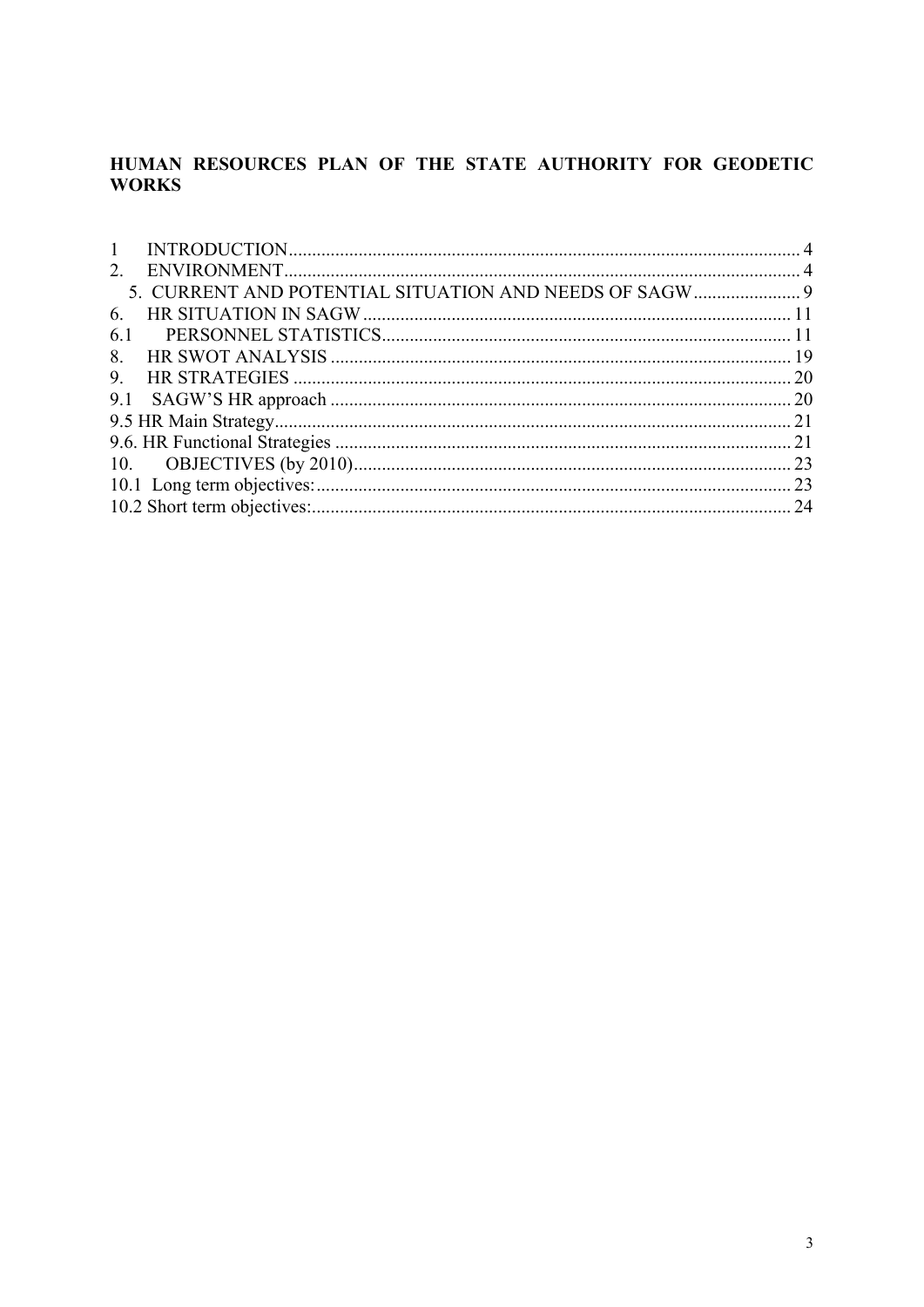**HUMAN RESOURCES PLAN OF THE STATE AUTHORITY FOR GEODETIC WORKS**

1 INTRODUCTION ... 4
2. ENVIRONMENT ... 4
5. CURRENT AND POTENTIAL SITUATION AND NEEDS OF SAGW ... 9
6. HR SITUATION IN SAGW ... 11
6.1 PERSONNEL STATISTICS ... 11
8. HR SWOT ANALYSIS ... 19
9. HR STRATEGIES ... 20
9.1 SAGW'S HR approach ... 20
9.5 HR Main Strategy ... 21
9.6. HR Functional Strategies ... 21
10. OBJECTIVES (by 2010) ... 23
10.1 Long term objectives: ... 23
10.2 Short term objectives: ... 24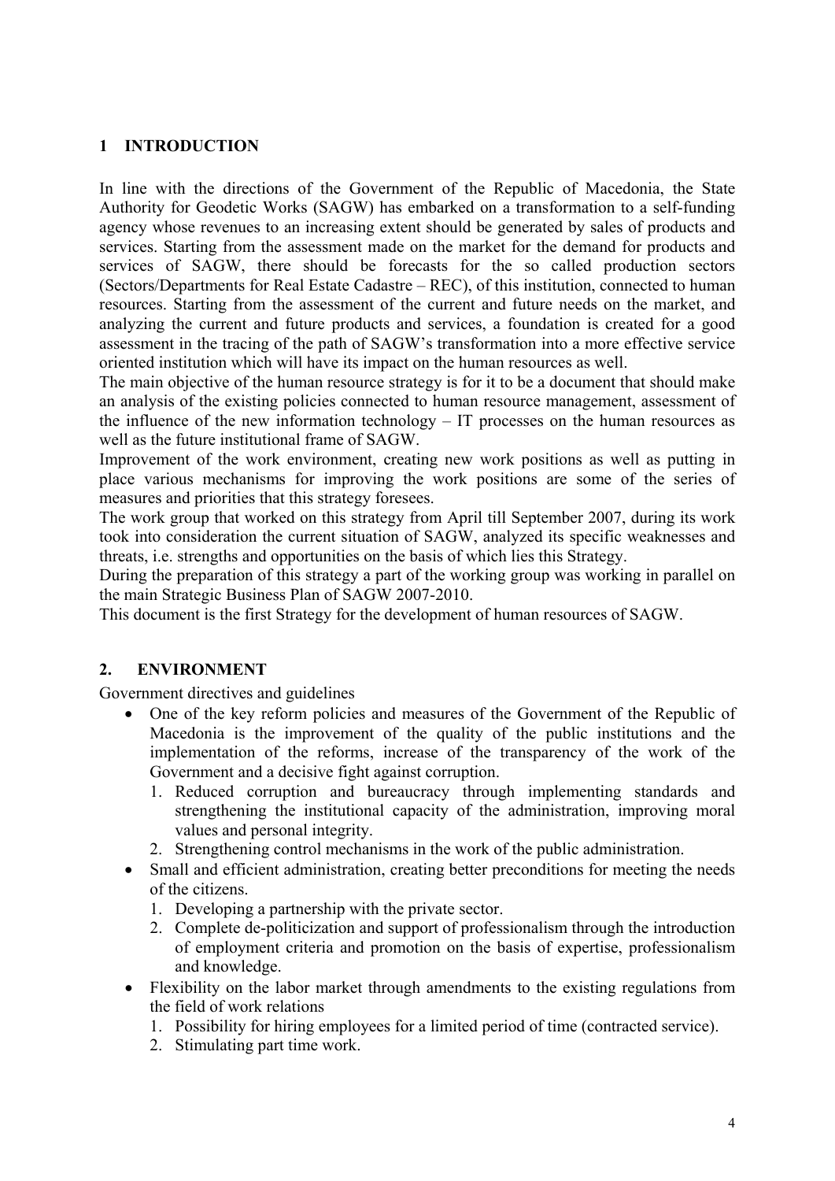# 1 INTRODUCTION

In line with the directions of the Government of the Republic of Macedonia, the State Authority for Geodetic Works (SAGW) has embarked on a transformation to a self-funding agency whose revenues to an increasing extent should be generated by sales of products and services. Starting from the assessment made on the market for the demand for products and services of SAGW, there should be forecasts for the so called production sectors (Sectors/Departments for Real Estate Cadastre – REC), of this institution, connected to human resources. Starting from the assessment of the current and future needs on the market, and analyzing the current and future products and services, a foundation is created for a good assessment in the tracing of the path of SAGW's transformation into a more effective service oriented institution which will have its impact on the human resources as well.

The main objective of the human resource strategy is for it to be a document that should make an analysis of the existing policies connected to human resource management, assessment of the influence of the new information technology – IT processes on the human resources as well as the future institutional frame of SAGW.

Improvement of the work environment, creating new work positions as well as putting in place various mechanisms for improving the work positions are some of the series of measures and priorities that this strategy foresees.

The work group that worked on this strategy from April till September 2007, during its work took into consideration the current situation of SAGW, analyzed its specific weaknesses and threats, i.e. strengths and opportunities on the basis of which lies this Strategy.

During the preparation of this strategy a part of the working group was working in parallel on the main Strategic Business Plan of SAGW 2007-2010.

This document is the first Strategy for the development of human resources of SAGW.

# 2. ENVIRONMENT

Government directives and guidelines

- One of the key reform policies and measures of the Government of the Republic of Macedonia is the improvement of the quality of the public institutions and the implementation of the reforms, increase of the transparency of the work of the Government and a decisive fight against corruption.
  1. Reduced corruption and bureaucracy through implementing standards and strengthening the institutional capacity of the administration, improving moral values and personal integrity.
  2. Strengthening control mechanisms in the work of the public administration.
- Small and efficient administration, creating better preconditions for meeting the needs of the citizens.
  1. Developing a partnership with the private sector.
  2. Complete de-politicization and support of professionalism through the introduction of employment criteria and promotion on the basis of expertise, professionalism and knowledge.
- Flexibility on the labor market through amendments to the existing regulations from the field of work relations
  1. Possibility for hiring employees for a limited period of time (contracted service).
  2. Stimulating part time work.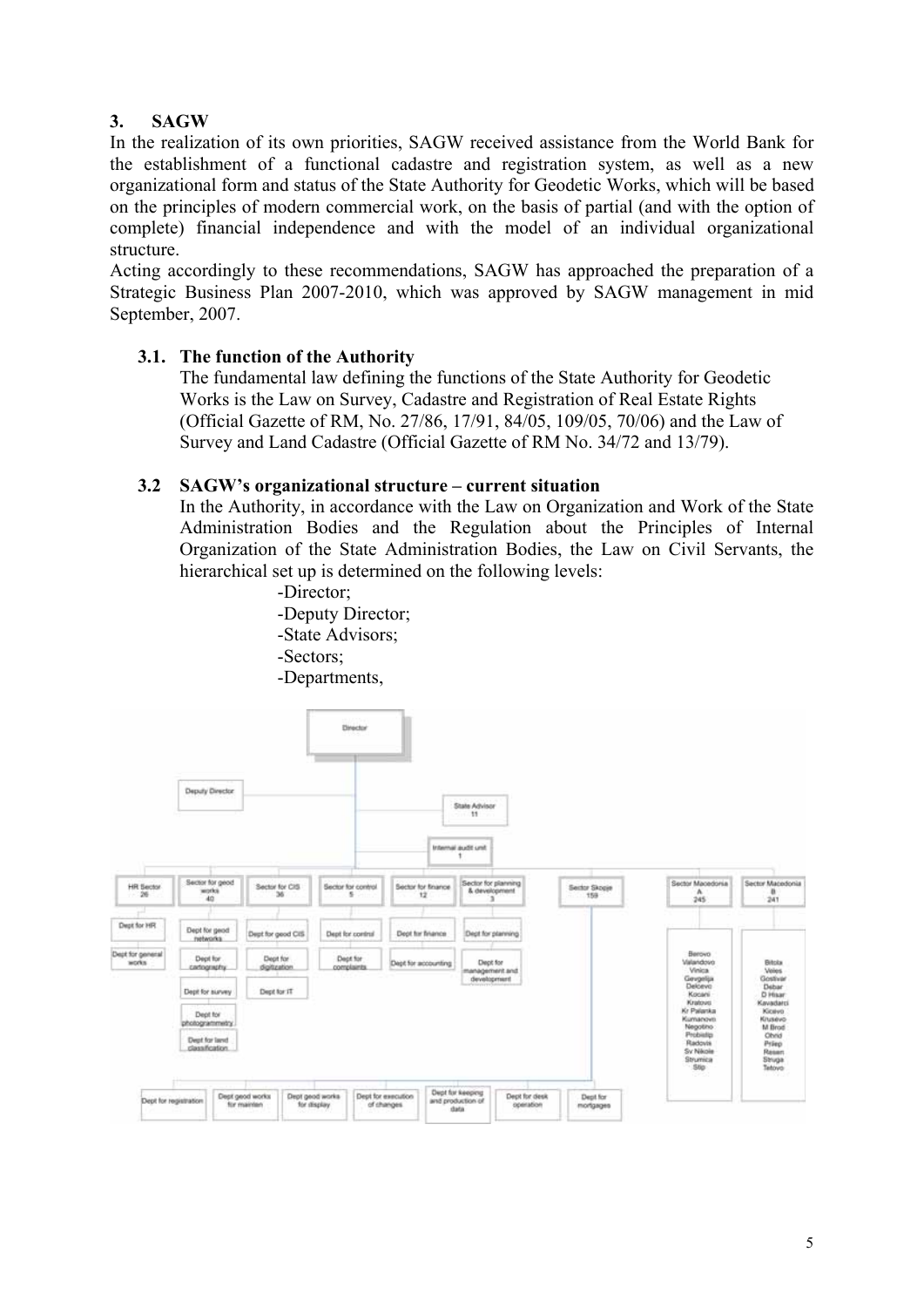## 3. SAGW

In the realization of its own priorities, SAGW received assistance from the World Bank for the establishment of a functional cadastre and registration system, as well as a new organizational form and status of the State Authority for Geodetic Works, which will be based on the principles of modern commercial work, on the basis of partial (and with the option of complete) financial independence and with the model of an individual organizational structure.

Acting accordingly to these recommendations, SAGW has approached the preparation of a Strategic Business Plan 2007-2010, which was approved by SAGW management in mid September, 2007.

### 3.1. The function of the Authority

The fundamental law defining the functions of the State Authority for Geodetic Works is the Law on Survey, Cadastre and Registration of Real Estate Rights (Official Gazette of RM, No. 27/86, 17/91, 84/05, 109/05, 70/06) and the Law of Survey and Land Cadastre (Official Gazette of RM No. 34/72 and 13/79).

### 3.2 SAGW's organizational structure – current situation

In the Authority, in accordance with the Law on Organization and Work of the State Administration Bodies and the Regulation about the Principles of Internal Organization of the State Administration Bodies, the Law on Civil Servants, the hierarchical set up is determined on the following levels:

-Director;
-Deputy Director;
-State Advisors;
-Sectors;
-Departments,

- Director
  - Deputy Director
  - State Advisor 11
  - Internal audit unit 1
  - HR Sector 26
    - Dept for HR
    - Dept for general works
  - Sector for geod works 40
    - Dept for geod networks
    - Dept for cartography
    - Dept for survey
    - Dept for photogrammetry
    - Dept for land classification
  - Sector for CIS 36
    - Dept for geod CIS
    - Dept for digitization
    - Dept for IT
  - Sector for control 5
    - Dept for control
    - Dept for complaints
  - Sector for finance 12
    - Dept for finance
    - Dept for accounting
  - Sector for planning & development 3
    - Dept for planning
    - Dept for management and development
  - Sector Skopje 159
    - Dept for registration
    - Dept geod works for mainten
    - Dept geod works for display
    - Dept for execution of changes
    - Dept for keeping and production of data
    - Dept for desk operation
    - Dept for mortgages
  - Sector Macedonia A 245
    - Berovo, Valandovo, Vinica, Gevgelija, Delcevo, Kocani, Kratovo, Kr Palanka, Kumanovo, Negotino, Probistip, Radovis, Sv Nikole, Strumica, Stip
  - Sector Macedonia B 241
    - Bitola, Veles, Gostivar, Debar, D Hisar, Kavadarci, Kicevo, Krusevo, M Brod, Ohrid, Prilep, Resen, Struga, Tetovo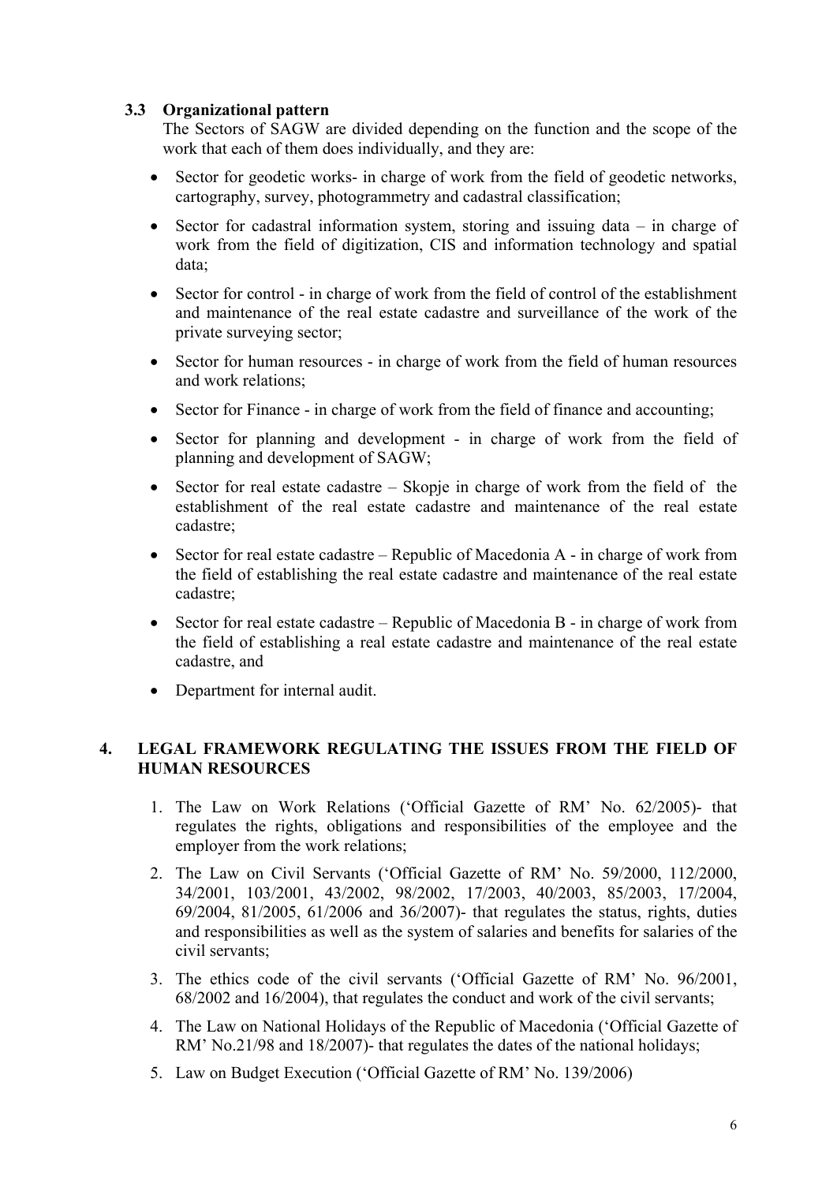### 3.3 Organizational pattern

The Sectors of SAGW are divided depending on the function and the scope of the work that each of them does individually, and they are:

- Sector for geodetic works- in charge of work from the field of geodetic networks, cartography, survey, photogrammetry and cadastral classification;
- Sector for cadastral information system, storing and issuing data – in charge of work from the field of digitization, CIS and information technology and spatial data;
- Sector for control - in charge of work from the field of control of the establishment and maintenance of the real estate cadastre and surveillance of the work of the private surveying sector;
- Sector for human resources - in charge of work from the field of human resources and work relations;
- Sector for Finance - in charge of work from the field of finance and accounting;
- Sector for planning and development - in charge of work from the field of planning and development of SAGW;
- Sector for real estate cadastre – Skopje in charge of work from the field of the establishment of the real estate cadastre and maintenance of the real estate cadastre;
- Sector for real estate cadastre – Republic of Macedonia A - in charge of work from the field of establishing the real estate cadastre and maintenance of the real estate cadastre;
- Sector for real estate cadastre – Republic of Macedonia B - in charge of work from the field of establishing a real estate cadastre and maintenance of the real estate cadastre, and
- Department for internal audit.

## 4. LEGAL FRAMEWORK REGULATING THE ISSUES FROM THE FIELD OF HUMAN RESOURCES

1. The Law on Work Relations ('Official Gazette of RM' No. 62/2005)- that regulates the rights, obligations and responsibilities of the employee and the employer from the work relations;
2. The Law on Civil Servants ('Official Gazette of RM' No. 59/2000, 112/2000, 34/2001, 103/2001, 43/2002, 98/2002, 17/2003, 40/2003, 85/2003, 17/2004, 69/2004, 81/2005, 61/2006 and 36/2007)- that regulates the status, rights, duties and responsibilities as well as the system of salaries and benefits for salaries of the civil servants;
3. The ethics code of the civil servants ('Official Gazette of RM' No. 96/2001, 68/2002 and 16/2004), that regulates the conduct and work of the civil servants;
4. The Law on National Holidays of the Republic of Macedonia ('Official Gazette of RM' No.21/98 and 18/2007)- that regulates the dates of the national holidays;
5. Law on Budget Execution ('Official Gazette of RM' No. 139/2006)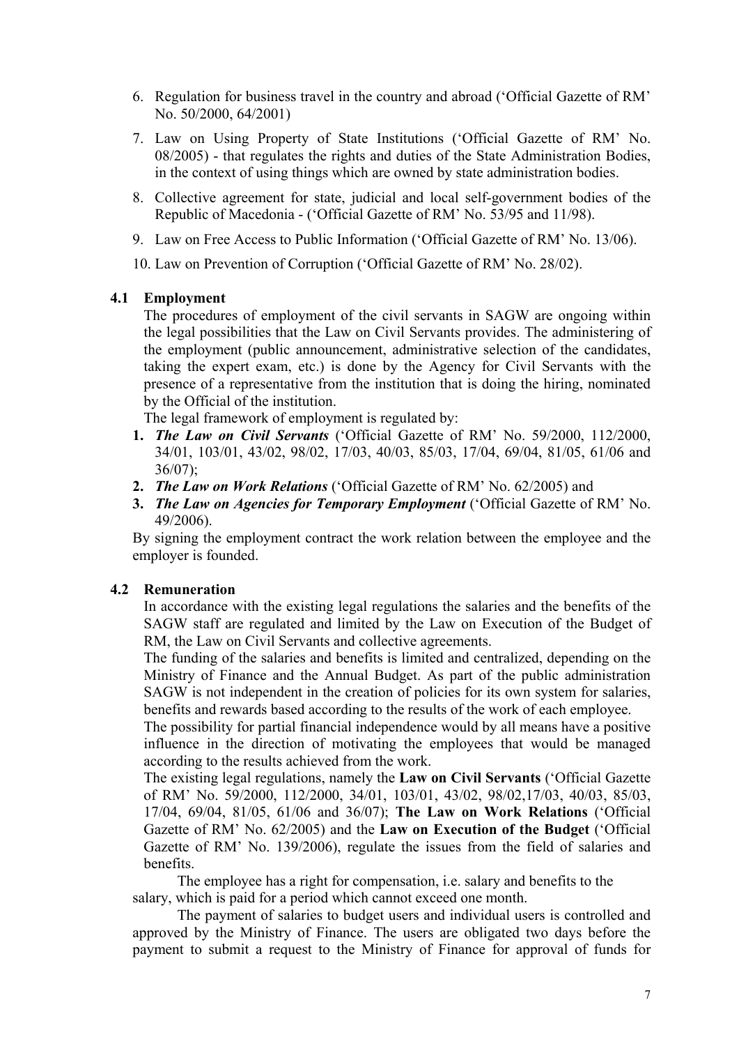6. Regulation for business travel in the country and abroad ('Official Gazette of RM' No. 50/2000, 64/2001)
7. Law on Using Property of State Institutions ('Official Gazette of RM' No. 08/2005) - that regulates the rights and duties of the State Administration Bodies, in the context of using things which are owned by state administration bodies.
8. Collective agreement for state, judicial and local self-government bodies of the Republic of Macedonia - ('Official Gazette of RM' No. 53/95 and 11/98).
9. Law on Free Access to Public Information ('Official Gazette of RM' No. 13/06).
10. Law on Prevention of Corruption ('Official Gazette of RM' No. 28/02).

## 4.1 Employment

The procedures of employment of the civil servants in SAGW are ongoing within the legal possibilities that the Law on Civil Servants provides. The administering of the employment (public announcement, administrative selection of the candidates, taking the expert exam, etc.) is done by the Agency for Civil Servants with the presence of a representative from the institution that is doing the hiring, nominated by the Official of the institution.

The legal framework of employment is regulated by:

1. ***The Law on Civil Servants*** ('Official Gazette of RM' No. 59/2000, 112/2000, 34/01, 103/01, 43/02, 98/02, 17/03, 40/03, 85/03, 17/04, 69/04, 81/05, 61/06 and 36/07);
2. ***The Law on Work Relations*** ('Official Gazette of RM' No. 62/2005) and
3. ***The Law on Agencies for Temporary Employment*** ('Official Gazette of RM' No. 49/2006).

By signing the employment contract the work relation between the employee and the employer is founded.

## 4.2 Remuneration

In accordance with the existing legal regulations the salaries and the benefits of the SAGW staff are regulated and limited by the Law on Execution of the Budget of RM, the Law on Civil Servants and collective agreements.

The funding of the salaries and benefits is limited and centralized, depending on the Ministry of Finance and the Annual Budget. As part of the public administration SAGW is not independent in the creation of policies for its own system for salaries, benefits and rewards based according to the results of the work of each employee.

The possibility for partial financial independence would by all means have a positive influence in the direction of motivating the employees that would be managed according to the results achieved from the work.

The existing legal regulations, namely the **Law on Civil Servants** ('Official Gazette of RM' No. 59/2000, 112/2000, 34/01, 103/01, 43/02, 98/02,17/03, 40/03, 85/03, 17/04, 69/04, 81/05, 61/06 and 36/07); **The Law on Work Relations** ('Official Gazette of RM' No. 62/2005) and the **Law on Execution of the Budget** ('Official Gazette of RM' No. 139/2006), regulate the issues from the field of salaries and benefits.

The employee has a right for compensation, i.e. salary and benefits to the salary, which is paid for a period which cannot exceed one month.

The payment of salaries to budget users and individual users is controlled and approved by the Ministry of Finance. The users are obligated two days before the payment to submit a request to the Ministry of Finance for approval of funds for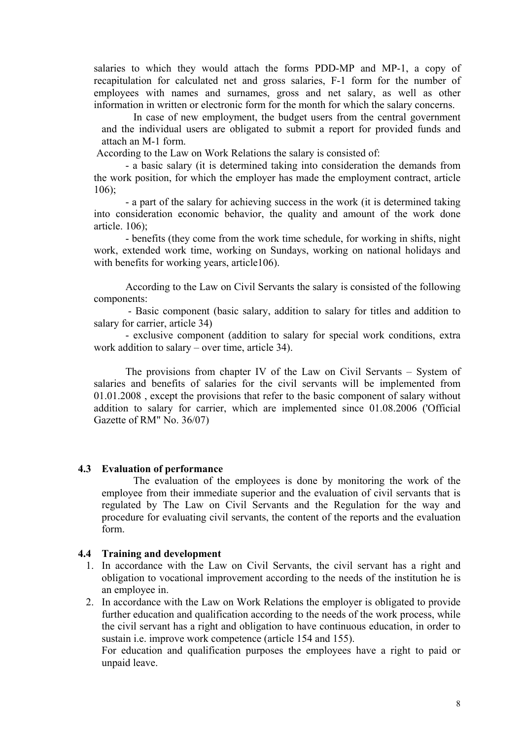salaries to which they would attach the forms PDD-MP and MP-1, a copy of recapitulation for calculated net and gross salaries, F-1 form for the number of employees with names and surnames, gross and net salary, as well as other information in written or electronic form for the month for which the salary concerns.

In case of new employment, the budget users from the central government and the individual users are obligated to submit a report for provided funds and attach an M-1 form.

According to the Law on Work Relations the salary is consisted of:

- a basic salary (it is determined taking into consideration the demands from the work position, for which the employer has made the employment contract, article 106);
- a part of the salary for achieving success in the work (it is determined taking into consideration economic behavior, the quality and amount of the work done article. 106);
- benefits (they come from the work time schedule, for working in shifts, night work, extended work time, working on Sundays, working on national holidays and with benefits for working years, article106).

According to the Law on Civil Servants the salary is consisted of the following components:

- Basic component (basic salary, addition to salary for titles and addition to salary for carrier, article 34)
- exclusive component (addition to salary for special work conditions, extra work addition to salary – over time, article 34).

The provisions from chapter IV of the Law on Civil Servants – System of salaries and benefits of salaries for the civil servants will be implemented from 01.01.2008 , except the provisions that refer to the basic component of salary without addition to salary for carrier, which are implemented since 01.08.2006 ('Official Gazette of RM" No. 36/07)

### 4.3 Evaluation of performance

The evaluation of the employees is done by monitoring the work of the employee from their immediate superior and the evaluation of civil servants that is regulated by The Law on Civil Servants and the Regulation for the way and procedure for evaluating civil servants, the content of the reports and the evaluation form.

### 4.4 Training and development

1. In accordance with the Law on Civil Servants, the civil servant has a right and obligation to vocational improvement according to the needs of the institution he is an employee in.
2. In accordance with the Law on Work Relations the employer is obligated to provide further education and qualification according to the needs of the work process, while the civil servant has a right and obligation to have continuous education, in order to sustain i.e. improve work competence (article 154 and 155).

   For education and qualification purposes the employees have a right to paid or unpaid leave.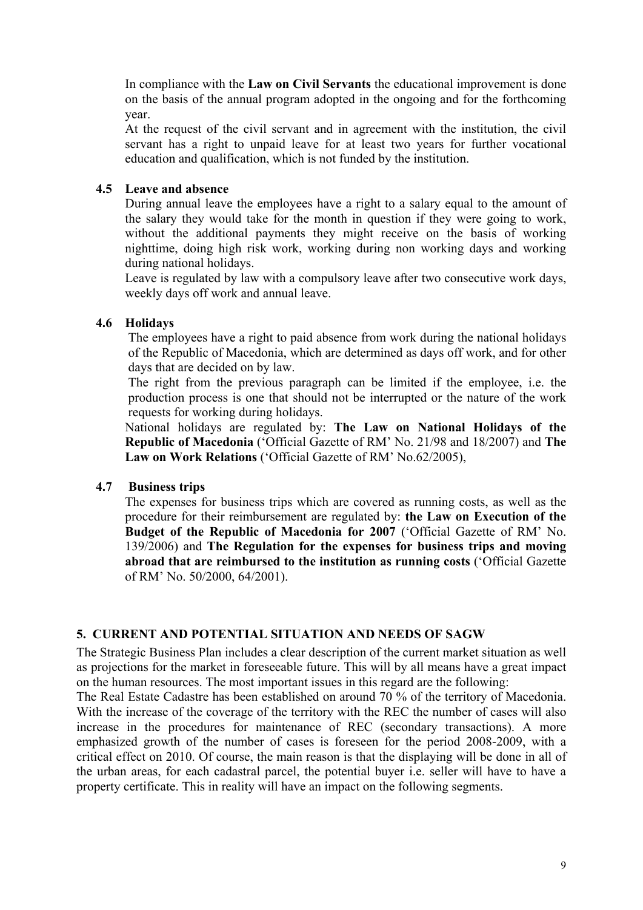In compliance with the **Law on Civil Servants** the educational improvement is done on the basis of the annual program adopted in the ongoing and for the forthcoming year.

At the request of the civil servant and in agreement with the institution, the civil servant has a right to unpaid leave for at least two years for further vocational education and qualification, which is not funded by the institution.

### 4.5 Leave and absence

During annual leave the employees have a right to a salary equal to the amount of the salary they would take for the month in question if they were going to work, without the additional payments they might receive on the basis of working nighttime, doing high risk work, working during non working days and working during national holidays.

Leave is regulated by law with a compulsory leave after two consecutive work days, weekly days off work and annual leave.

### 4.6 Holidays

The employees have a right to paid absence from work during the national holidays of the Republic of Macedonia, which are determined as days off work, and for other days that are decided on by law.

The right from the previous paragraph can be limited if the employee, i.e. the production process is one that should not be interrupted or the nature of the work requests for working during holidays.

National holidays are regulated by: **The Law on National Holidays of the Republic of Macedonia** ('Official Gazette of RM' No. 21/98 and 18/2007) and **The Law on Work Relations** ('Official Gazette of RM' No.62/2005),

### 4.7 Business trips

The expenses for business trips which are covered as running costs, as well as the procedure for their reimbursement are regulated by: **the Law on Execution of the Budget of the Republic of Macedonia for 2007** ('Official Gazette of RM' No. 139/2006) and **The Regulation for the expenses for business trips and moving abroad that are reimbursed to the institution as running costs** ('Official Gazette of RM' No. 50/2000, 64/2001).

## 5. CURRENT AND POTENTIAL SITUATION AND NEEDS OF SAGW

The Strategic Business Plan includes a clear description of the current market situation as well as projections for the market in foreseeable future. This will by all means have a great impact on the human resources. The most important issues in this regard are the following:

The Real Estate Cadastre has been established on around 70 % of the territory of Macedonia. With the increase of the coverage of the territory with the REC the number of cases will also increase in the procedures for maintenance of REC (secondary transactions). A more emphasized growth of the number of cases is foreseen for the period 2008-2009, with a critical effect on 2010. Of course, the main reason is that the displaying will be done in all of the urban areas, for each cadastral parcel, the potential buyer i.e. seller will have to have a property certificate. This in reality will have an impact on the following segments.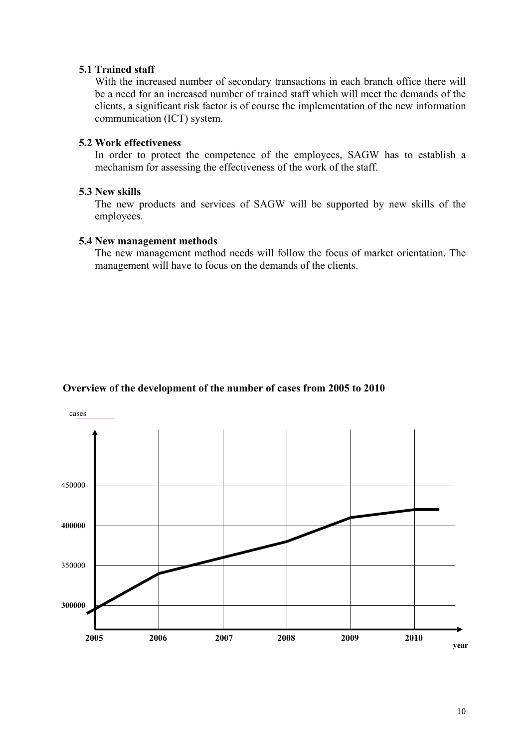### 5.1 Trained staff

With the increased number of secondary transactions in each branch office there will be a need for an increased number of trained staff which will meet the demands of the clients, a significant risk factor is of course the implementation of the new information communication (ICT) system.

### 5.2 Work effectiveness

In order to protect the competence of the employees, SAGW has to establish a mechanism for assessing the effectiveness of the work of the staff.

### 5.3 New skills

The new products and services of SAGW will be supported by new skills of the employees.

### 5.4 New management methods

The new management method needs will follow the focus of market orientation. The management will have to focus on the demands of the clients.

**Overview of the development of the number of cases from 2005 to 2010**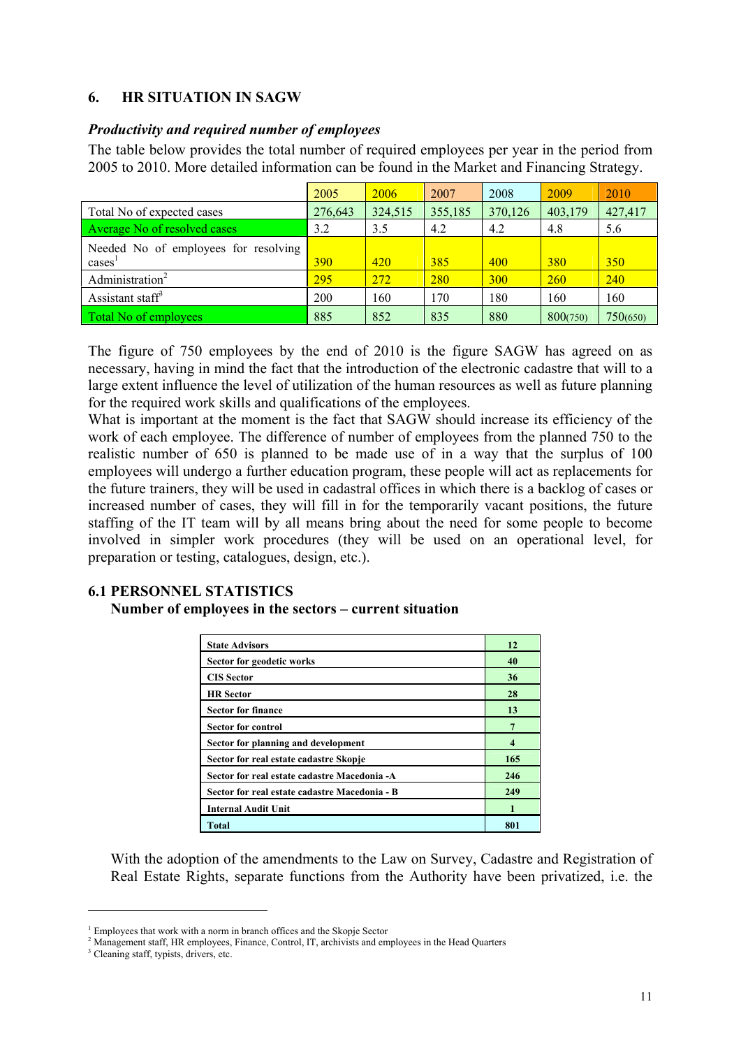## 6. HR SITUATION IN SAGW

### *Productivity and required number of employees*

The table below provides the total number of required employees per year in the period from 2005 to 2010. More detailed information can be found in the Market and Financing Strategy.

| | 2005 | 2006 | 2007 | 2008 | 2009 | 2010 |
|---|---|---|---|---|---|---|
| Total No of expected cases | 276,643 | 324,515 | 355,185 | 370,126 | 403,179 | 427,417 |
| Average No of resolved cases | 3.2 | 3.5 | 4.2 | 4.2 | 4.8 | 5.6 |
| Needed No of employees for resolving cases[1] | 390 | 420 | 385 | 400 | 380 | 350 |
| Administration[2] | 295 | 272 | 280 | 300 | 260 | 240 |
| Assistant staff[3] | 200 | 160 | 170 | 180 | 160 | 160 |
| Total No of employees | 885 | 852 | 835 | 880 | 800(750) | 750(650) |

The figure of 750 employees by the end of 2010 is the figure SAGW has agreed on as necessary, having in mind the fact that the introduction of the electronic cadastre that will to a large extent influence the level of utilization of the human resources as well as future planning for the required work skills and qualifications of the employees.
What is important at the moment is the fact that SAGW should increase its efficiency of the work of each employee. The difference of number of employees from the planned 750 to the realistic number of 650 is planned to be made use of in a way that the surplus of 100 employees will undergo a further education program, these people will act as replacements for the future trainers, they will be used in cadastral offices in which there is a backlog of cases or increased number of cases, they will fill in for the temporarily vacant positions, the future staffing of the IT team will by all means bring about the need for some people to become involved in simpler work procedures (they will be used on an operational level, for preparation or testing, catalogues, design, etc.).

### 6.1 PERSONNEL STATISTICS

**Number of employees in the sectors – current situation**

| | |
|---|---|
| **State Advisors** | **12** |
| **Sector for geodetic works** | **40** |
| **CIS Sector** | **36** |
| **HR Sector** | **28** |
| **Sector for finance** | **13** |
| **Sector for control** | **7** |
| **Sector for planning and development** | **4** |
| **Sector for real estate cadastre Skopje** | **165** |
| **Sector for real estate cadastre Macedonia -A** | **246** |
| **Sector for real estate cadastre Macedonia - B** | **249** |
| **Internal Audit Unit** | **1** |
| **Total** | **801** |

With the adoption of the amendments to the Law on Survey, Cadastre and Registration of Real Estate Rights, separate functions from the Authority have been privatized, i.e. the

---

[1] Employees that work with a norm in branch offices and the Skopje Sector

[2] Management staff, HR employees, Finance, Control, IT, archivists and employees in the Head Quarters

[3] Cleaning staff, typists, drivers, etc.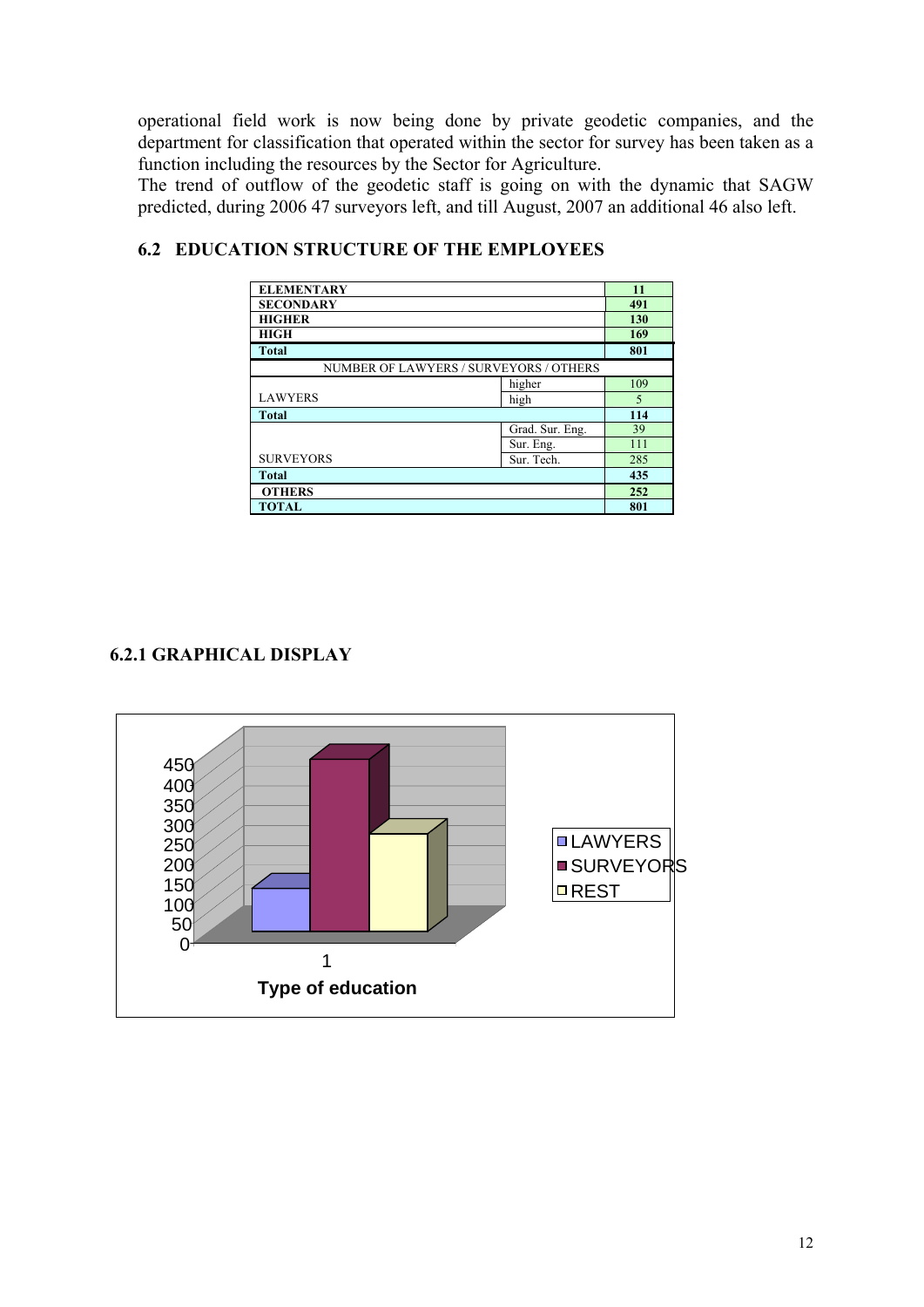operational field work is now being done by private geodetic companies, and the department for classification that operated within the sector for survey has been taken as a function including the resources by the Sector for Agriculture.
The trend of outflow of the geodetic staff is going on with the dynamic that SAGW predicted, during 2006 47 surveyors left, and till August, 2007 an additional 46 also left.

## 6.2 EDUCATION STRUCTURE OF THE EMPLOYEES

| | | |
|---|---|---|
| **ELEMENTARY** | | **11** |
| **SECONDARY** | | **491** |
| **HIGHER** | | **130** |
| **HIGH** | | **169** |
| **Total** | | **801** |
| NUMBER OF LAWYERS / SURVEYORS / OTHERS | | |
| LAWYERS | higher | 109 |
| | high | 5 |
| **Total** | | **114** |
| SURVEYORS | Grad. Sur. Eng. | 39 |
| | Sur. Eng. | 111 |
| | Sur. Tech. | 285 |
| **Total** | | **435** |
| **OTHERS** | | **252** |
| **TOTAL** | | **801** |

### 6.2.1 GRAPHICAL DISPLAY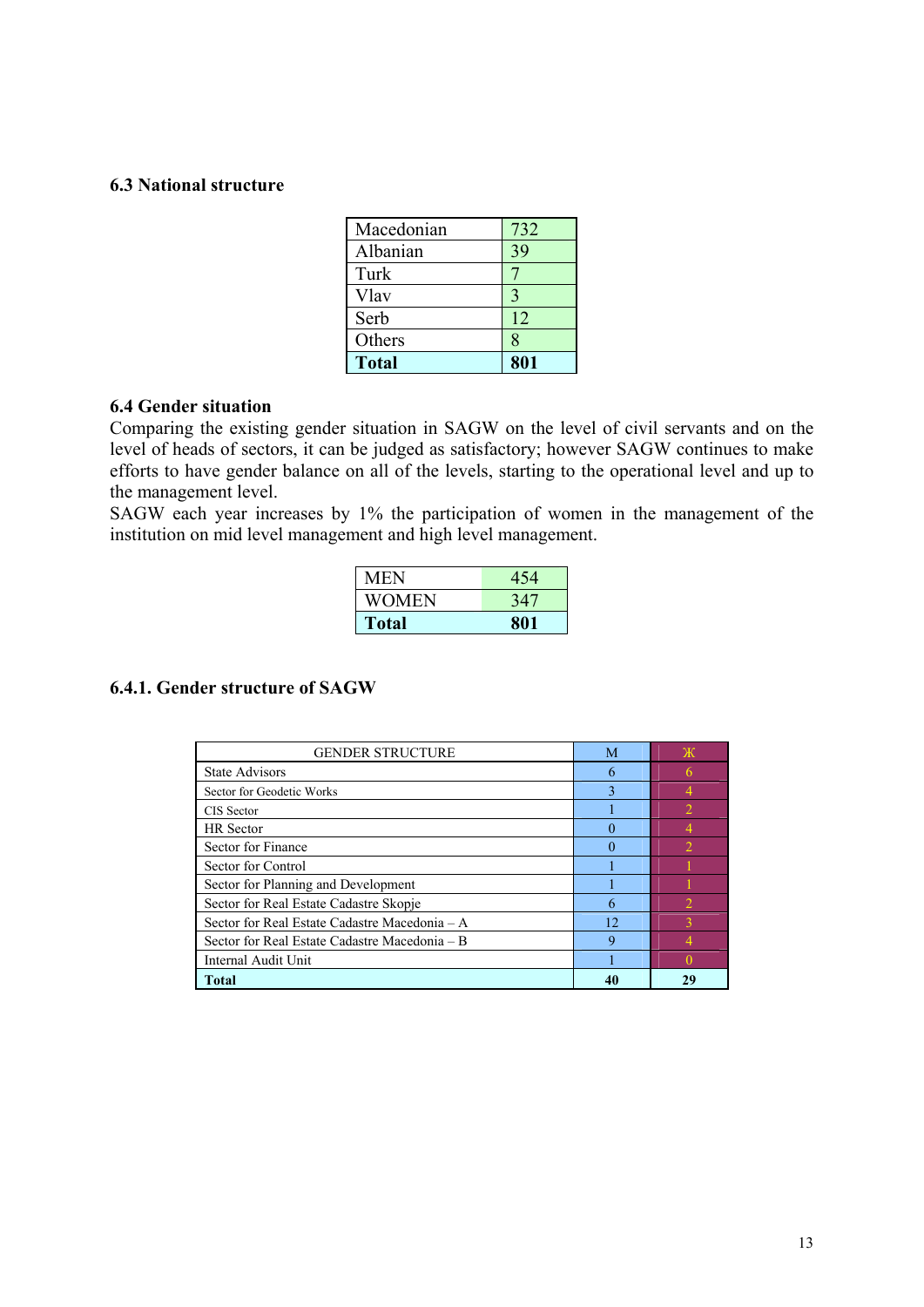### 6.3 National structure

| Macedonian | 732 |
|---|---|
| Albanian | 39 |
| Turk | 7 |
| Vlav | 3 |
| Serb | 12 |
| Others | 8 |
| **Total** | **801** |

### 6.4 Gender situation

Comparing the existing gender situation in SAGW on the level of civil servants and on the level of heads of sectors, it can be judged as satisfactory; however SAGW continues to make efforts to have gender balance on all of the levels, starting to the operational level and up to the management level.

SAGW each year increases by 1% the participation of women in the management of the institution on mid level management and high level management.

| MEN | 454 |
|---|---|
| WOMEN | 347 |
| **Total** | **801** |

### 6.4.1. Gender structure of SAGW

| GENDER STRUCTURE | M | Ж |
|---|---|---|
| State Advisors | 6 | 6 |
| Sector for Geodetic Works | 3 | 4 |
| CIS Sector | 1 | 2 |
| HR Sector | 0 | 4 |
| Sector for Finance | 0 | 2 |
| Sector for Control | 1 | 1 |
| Sector for Planning and Development | 1 | 1 |
| Sector for Real Estate Cadastre Skopje | 6 | 2 |
| Sector for Real Estate Cadastre Macedonia – A | 12 | 3 |
| Sector for Real Estate Cadastre Macedonia – B | 9 | 4 |
| Internal Audit Unit | 1 | 0 |
| **Total** | **40** | **29** |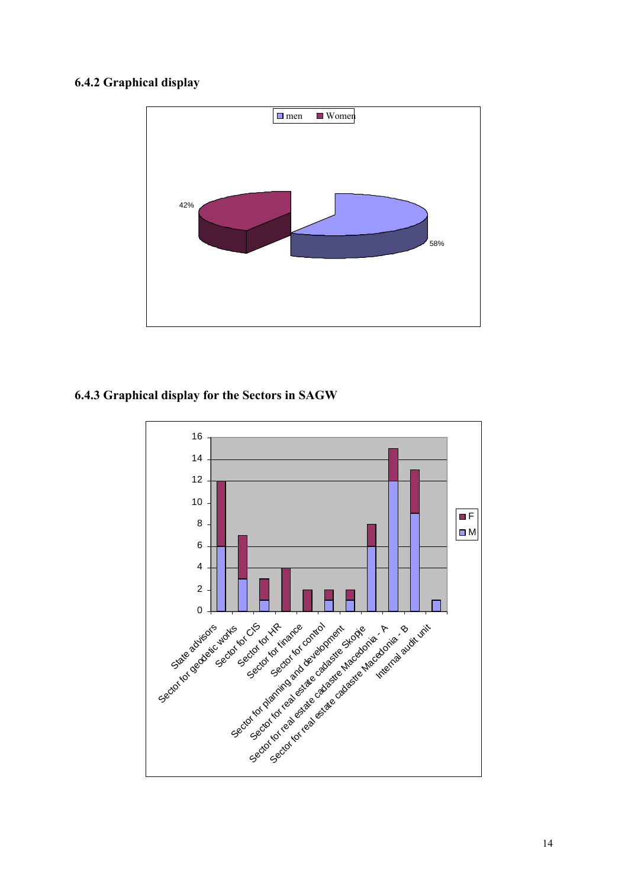### 6.4.2 Graphical display

### 6.4.3 Graphical display for the Sectors in SAGW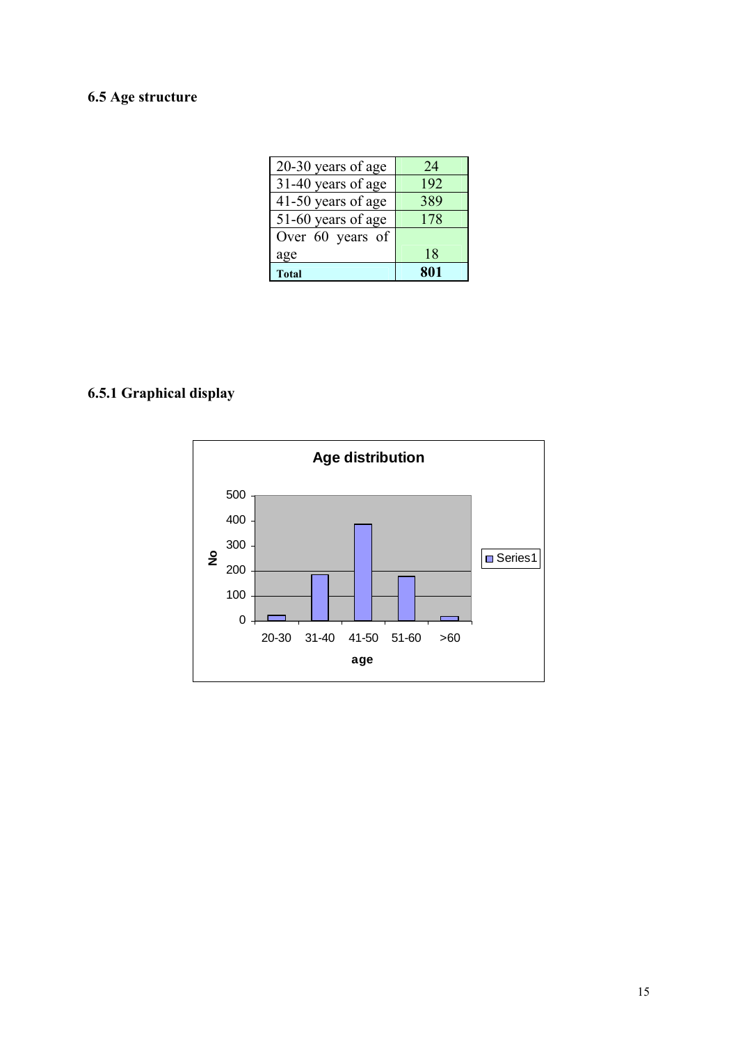### 6.5 Age structure

| Age group | Number |
|---|---|
| 20-30 years of age | 24 |
| 31-40 years of age | 192 |
| 41-50 years of age | 389 |
| 51-60 years of age | 178 |
| Over 60 years of age | 18 |
| **Total** | **801** |

### 6.5.1 Graphical display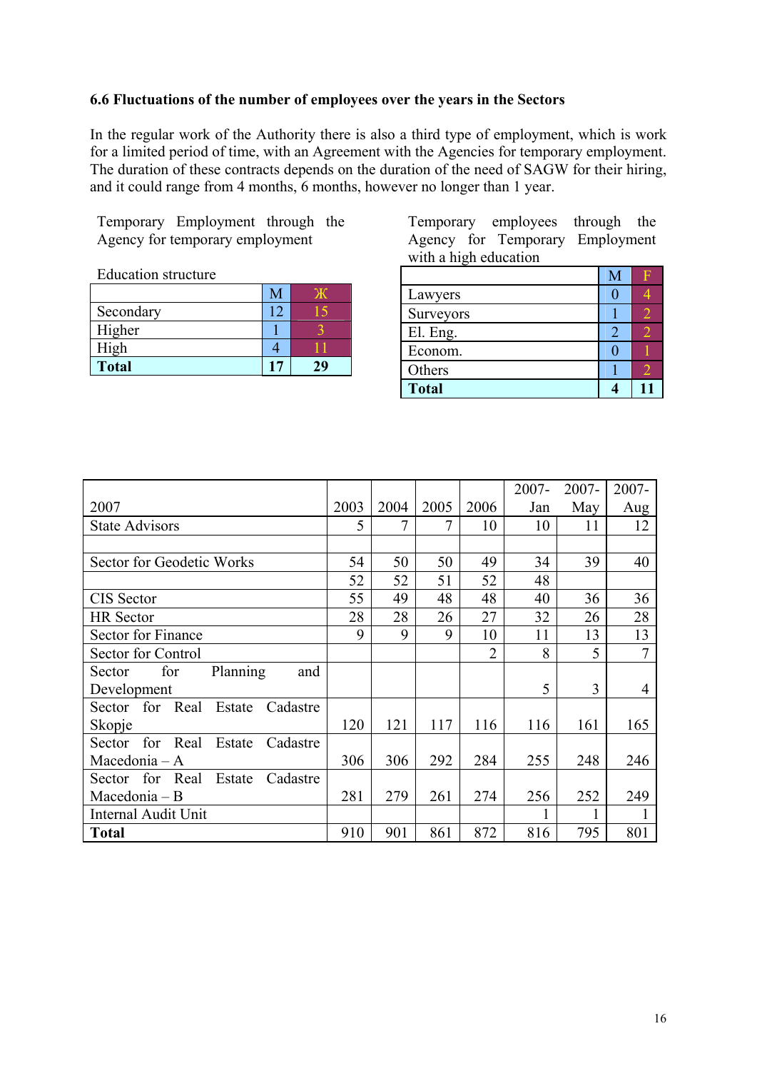### 6.6 Fluctuations of the number of employees over the years in the Sectors

In the regular work of the Authority there is also a third type of employment, which is work for a limited period of time, with an Agreement with the Agencies for temporary employment. The duration of these contracts depends on the duration of the need of SAGW for their hiring, and it could range from 4 months, 6 months, however no longer than 1 year.

Temporary Employment through the Agency for temporary employment

Education structure

| | M | Ж |
|---|---|---|
| Secondary | 12 | 15 |
| Higher | 1 | 3 |
| High | 4 | 11 |
| **Total** | **17** | **29** |

Temporary employees through the Agency for Temporary Employment with a high education

| | M | F |
|---|---|---|
| Lawyers | 0 | 4 |
| Surveyors | 1 | 2 |
| El. Eng. | 2 | 2 |
| Econom. | 0 | 1 |
| Others | 1 | 2 |
| **Total** | **4** | **11** |

| 2007 | 2003 | 2004 | 2005 | 2006 | 2007-Jan | 2007-May | 2007-Aug |
|---|---|---|---|---|---|---|---|
| State Advisors | 5 | 7 | 7 | 10 | 10 | 11 | 12 |
| | | | | | | | |
| Sector for Geodetic Works | 54 | 50 | 50 | 49 | 34 | 39 | 40 |
| | 52 | 52 | 51 | 52 | 48 | | |
| CIS Sector | 55 | 49 | 48 | 48 | 40 | 36 | 36 |
| HR Sector | 28 | 28 | 26 | 27 | 32 | 26 | 28 |
| Sector for Finance | 9 | 9 | 9 | 10 | 11 | 13 | 13 |
| Sector for Control | | | | 2 | 8 | 5 | 7 |
| Sector for Planning and Development | | | | | 5 | 3 | 4 |
| Sector for Real Estate Cadastre Skopje | 120 | 121 | 117 | 116 | 116 | 161 | 165 |
| Sector for Real Estate Cadastre Macedonia – A | 306 | 306 | 292 | 284 | 255 | 248 | 246 |
| Sector for Real Estate Cadastre Macedonia – B | 281 | 279 | 261 | 274 | 256 | 252 | 249 |
| Internal Audit Unit | | | | | 1 | 1 | 1 |
| **Total** | 910 | 901 | 861 | 872 | 816 | 795 | 801 |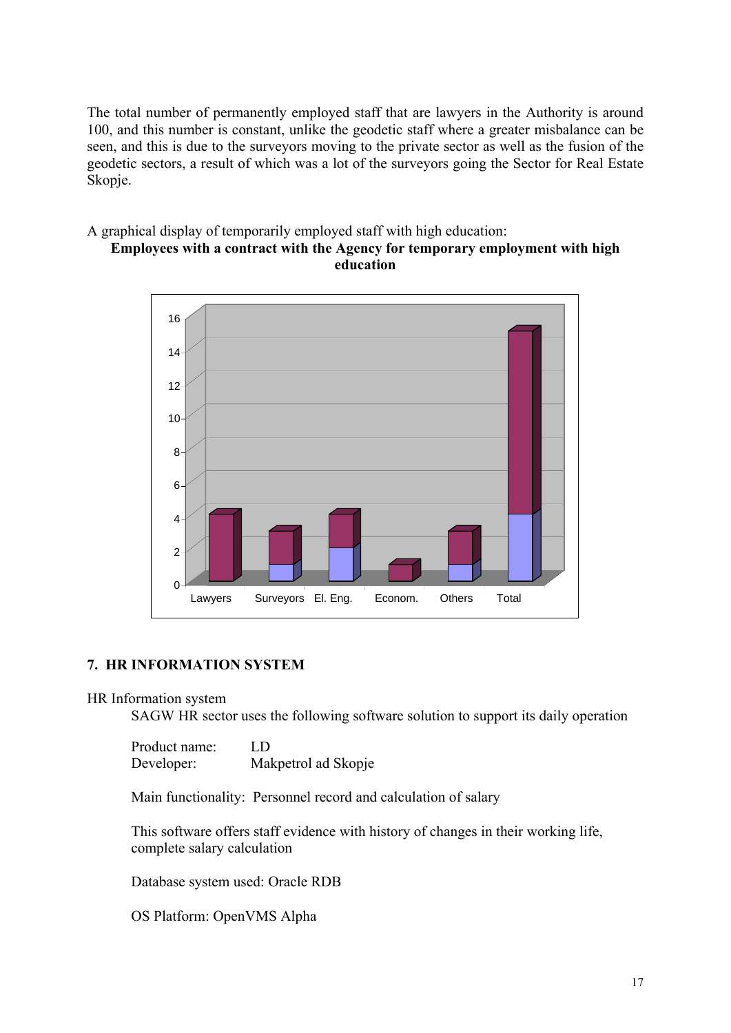The total number of permanently employed staff that are lawyers in the Authority is around 100, and this number is constant, unlike the geodetic staff where a greater misbalance can be seen, and this is due to the surveyors moving to the private sector as well as the fusion of the geodetic sectors, a result of which was a lot of the surveyors going the Sector for Real Estate Skopje.

A graphical display of temporarily employed staff with high education:

**Employees with a contract with the Agency for temporary employment with high education**

## 7. HR INFORMATION SYSTEM

HR Information system

SAGW HR sector uses the following software solution to support its daily operation

Product name: LD
Developer: Makpetrol ad Skopje

Main functionality: Personnel record and calculation of salary

This software offers staff evidence with history of changes in their working life, complete salary calculation

Database system used: Oracle RDB

OS Platform: OpenVMS Alpha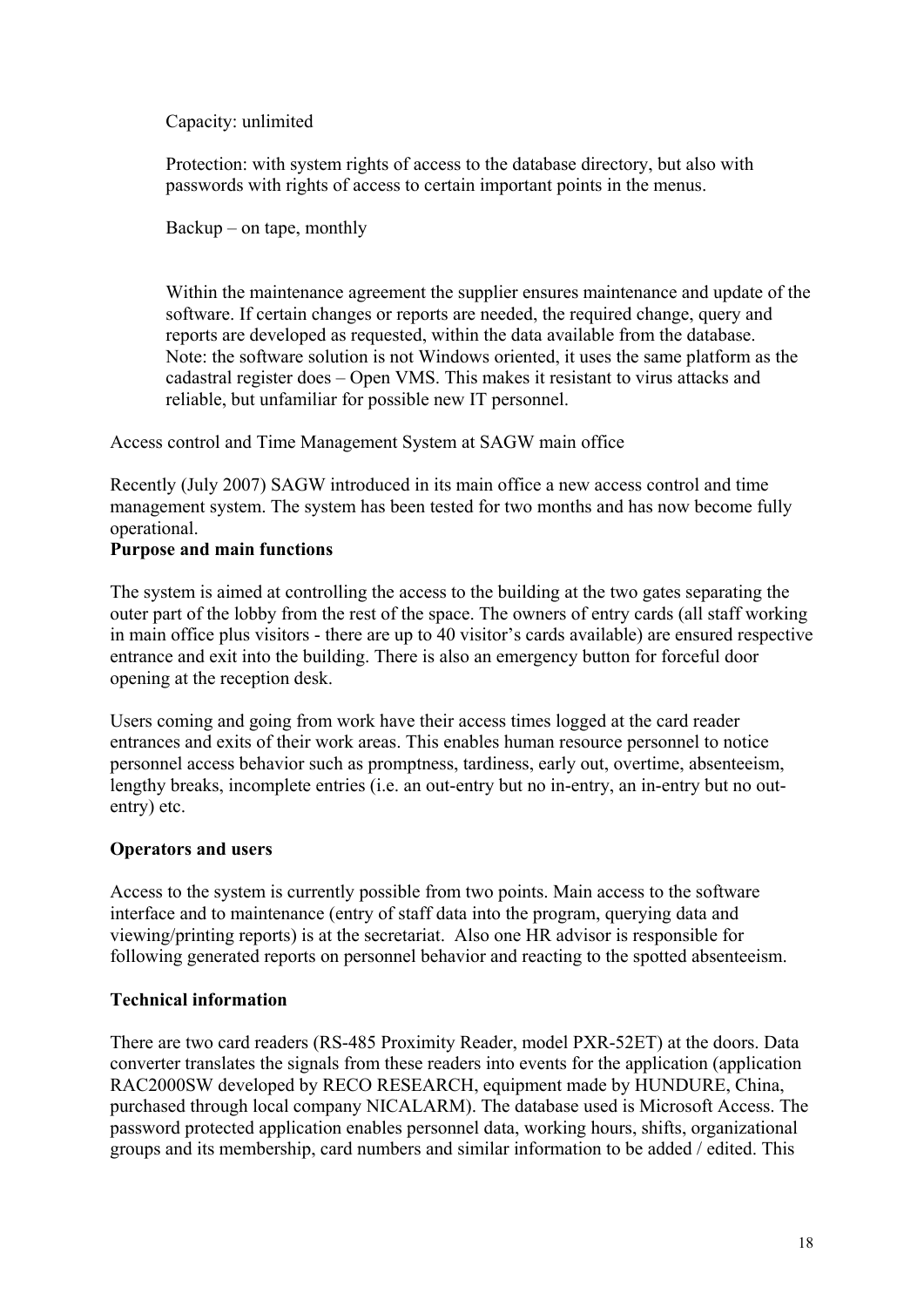Capacity: unlimited

Protection: with system rights of access to the database directory, but also with passwords with rights of access to certain important points in the menus.

Backup – on tape, monthly

Within the maintenance agreement the supplier ensures maintenance and update of the software. If certain changes or reports are needed, the required change, query and reports are developed as requested, within the data available from the database. Note: the software solution is not Windows oriented, it uses the same platform as the cadastral register does – Open VMS. This makes it resistant to virus attacks and reliable, but unfamiliar for possible new IT personnel.

Access control and Time Management System at SAGW main office

Recently (July 2007) SAGW introduced in its main office a new access control and time management system. The system has been tested for two months and has now become fully operational.

**Purpose and main functions**

The system is aimed at controlling the access to the building at the two gates separating the outer part of the lobby from the rest of the space. The owners of entry cards (all staff working in main office plus visitors - there are up to 40 visitor's cards available) are ensured respective entrance and exit into the building. There is also an emergency button for forceful door opening at the reception desk.

Users coming and going from work have their access times logged at the card reader entrances and exits of their work areas. This enables human resource personnel to notice personnel access behavior such as promptness, tardiness, early out, overtime, absenteeism, lengthy breaks, incomplete entries (i.e. an out-entry but no in-entry, an in-entry but no out-entry) etc.

**Operators and users**

Access to the system is currently possible from two points. Main access to the software interface and to maintenance (entry of staff data into the program, querying data and viewing/printing reports) is at the secretariat. Also one HR advisor is responsible for following generated reports on personnel behavior and reacting to the spotted absenteeism.

**Technical information**

There are two card readers (RS-485 Proximity Reader, model PXR-52ET) at the doors. Data converter translates the signals from these readers into events for the application (application RAC2000SW developed by RECO RESEARCH, equipment made by HUNDURE, China, purchased through local company NICALARM). The database used is Microsoft Access. The password protected application enables personnel data, working hours, shifts, organizational groups and its membership, card numbers and similar information to be added / edited. This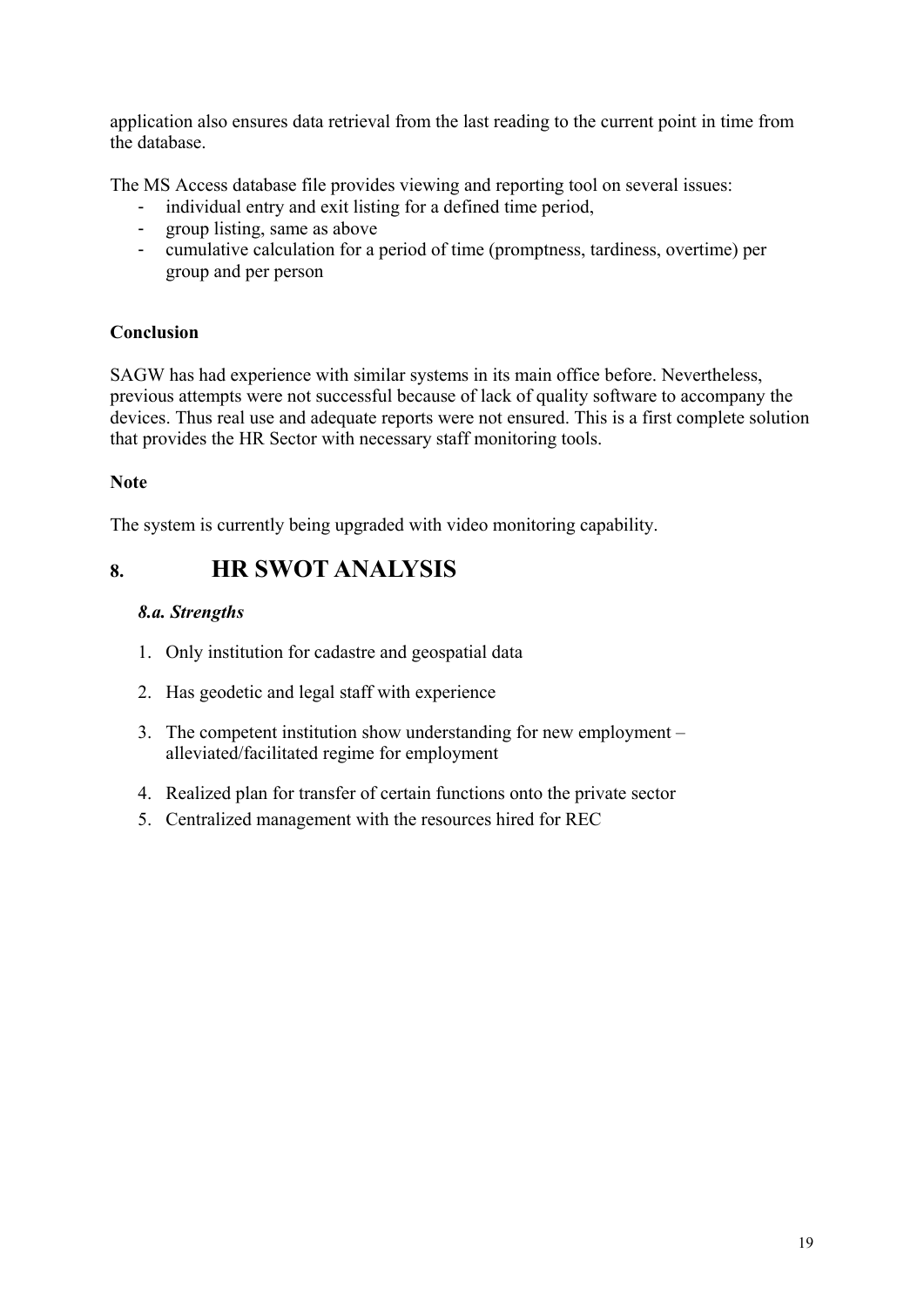application also ensures data retrieval from the last reading to the current point in time from the database.

The MS Access database file provides viewing and reporting tool on several issues:

- individual entry and exit listing for a defined time period,
- group listing, same as above
- cumulative calculation for a period of time (promptness, tardiness, overtime) per group and per person

**Conclusion**

SAGW has had experience with similar systems in its main office before. Nevertheless, previous attempts were not successful because of lack of quality software to accompany the devices. Thus real use and adequate reports were not ensured. This is a first complete solution that provides the HR Sector with necessary staff monitoring tools.

**Note**

The system is currently being upgraded with video monitoring capability.

# 8. HR SWOT ANALYSIS

### *8.a. Strengths*

1. Only institution for cadastre and geospatial data
2. Has geodetic and legal staff with experience
3. The competent institution show understanding for new employment – alleviated/facilitated regime for employment
4. Realized plan for transfer of certain functions onto the private sector
5. Centralized management with the resources hired for REC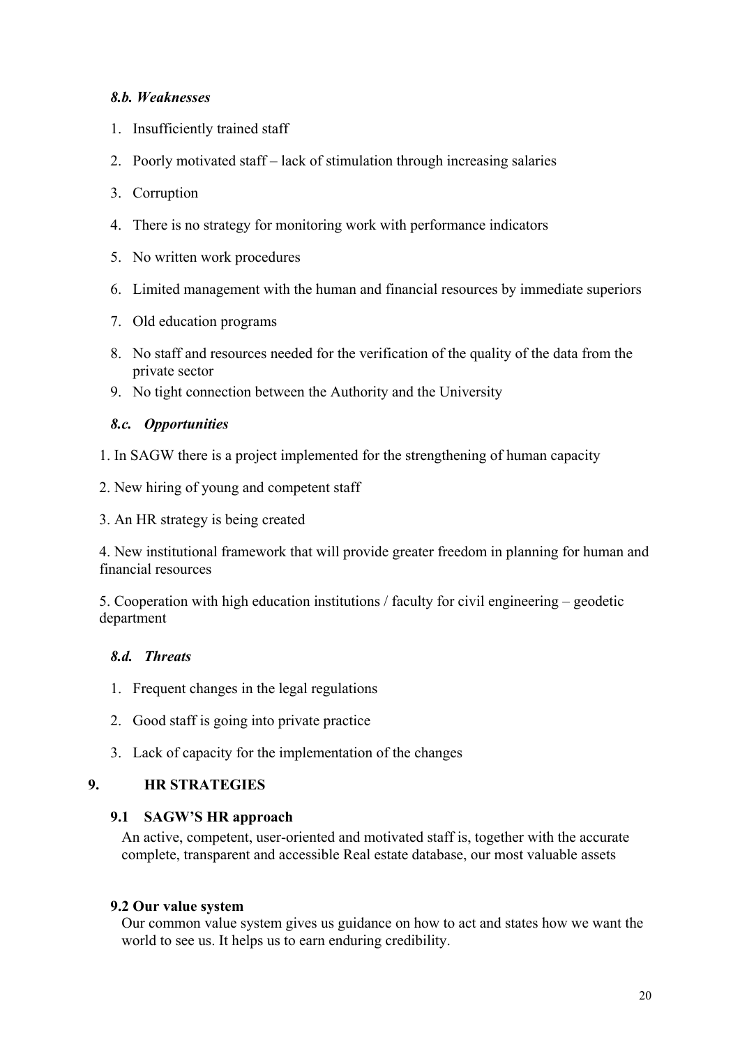#### *8.b. Weaknesses*

1. Insufficiently trained staff
2. Poorly motivated staff – lack of stimulation through increasing salaries
3. Corruption
4. There is no strategy for monitoring work with performance indicators
5. No written work procedures
6. Limited management with the human and financial resources by immediate superiors
7. Old education programs
8. No staff and resources needed for the verification of the quality of the data from the private sector
9. No tight connection between the Authority and the University

#### *8.c. Opportunities*

1. In SAGW there is a project implemented for the strengthening of human capacity

2. New hiring of young and competent staff

3. An HR strategy is being created

4. New institutional framework that will provide greater freedom in planning for human and financial resources

5. Cooperation with high education institutions / faculty for civil engineering – geodetic department

#### *8.d. Threats*

1. Frequent changes in the legal regulations
2. Good staff is going into private practice
3. Lack of capacity for the implementation of the changes

## 9. HR STRATEGIES

### 9.1 SAGW'S HR approach

An active, competent, user-oriented and motivated staff is, together with the accurate complete, transparent and accessible Real estate database, our most valuable assets

### 9.2 Our value system

Our common value system gives us guidance on how to act and states how we want the world to see us. It helps us to earn enduring credibility.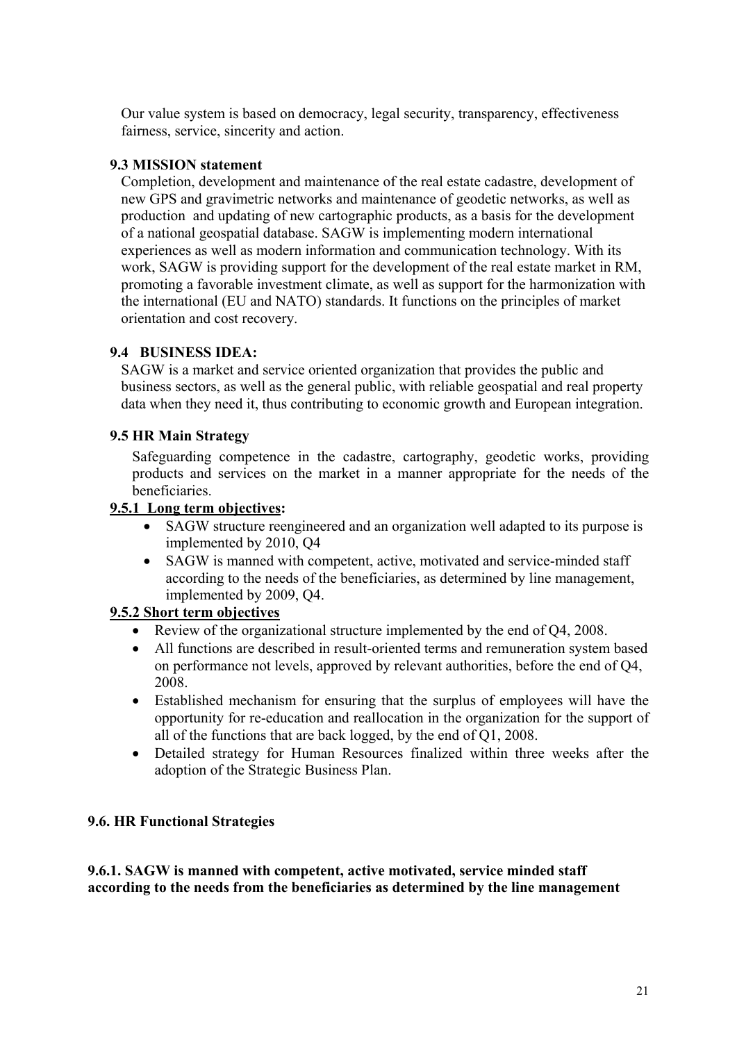Our value system is based on democracy, legal security, transparency, effectiveness fairness, service, sincerity and action.

### 9.3 MISSION statement

Completion, development and maintenance of the real estate cadastre, development of new GPS and gravimetric networks and maintenance of geodetic networks, as well as production and updating of new cartographic products, as a basis for the development of a national geospatial database. SAGW is implementing modern international experiences as well as modern information and communication technology. With its work, SAGW is providing support for the development of the real estate market in RM, promoting a favorable investment climate, as well as support for the harmonization with the international (EU and NATO) standards. It functions on the principles of market orientation and cost recovery.

### 9.4 BUSINESS IDEA:

SAGW is a market and service oriented organization that provides the public and business sectors, as well as the general public, with reliable geospatial and real property data when they need it, thus contributing to economic growth and European integration.

### 9.5 HR Main Strategy

Safeguarding competence in the cadastre, cartography, geodetic works, providing products and services on the market in a manner appropriate for the needs of the beneficiaries.

#### 9.5.1 Long term objectives:

- SAGW structure reengineered and an organization well adapted to its purpose is implemented by 2010, Q4
- SAGW is manned with competent, active, motivated and service-minded staff according to the needs of the beneficiaries, as determined by line management, implemented by 2009, Q4.

#### 9.5.2 Short term objectives

- Review of the organizational structure implemented by the end of Q4, 2008.
- All functions are described in result-oriented terms and remuneration system based on performance not levels, approved by relevant authorities, before the end of Q4, 2008.
- Established mechanism for ensuring that the surplus of employees will have the opportunity for re-education and reallocation in the organization for the support of all of the functions that are back logged, by the end of Q1, 2008.
- Detailed strategy for Human Resources finalized within three weeks after the adoption of the Strategic Business Plan.

### 9.6. HR Functional Strategies

#### 9.6.1. SAGW is manned with competent, active motivated, service minded staff according to the needs from the beneficiaries as determined by the line management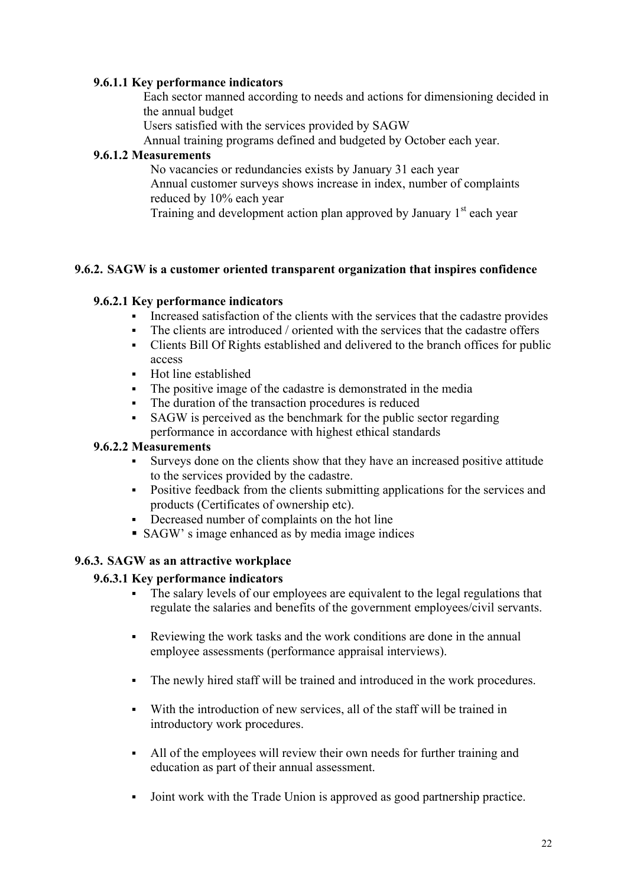#### 9.6.1.1 Key performance indicators

Each sector manned according to needs and actions for dimensioning decided in the annual budget

Users satisfied with the services provided by SAGW

Annual training programs defined and budgeted by October each year.

#### 9.6.1.2 Measurements

No vacancies or redundancies exists by January 31 each year

Annual customer surveys shows increase in index, number of complaints reduced by 10% each year

Training and development action plan approved by January 1st each year

### 9.6.2. SAGW is a customer oriented transparent organization that inspires confidence

#### 9.6.2.1 Key performance indicators

- Increased satisfaction of the clients with the services that the cadastre provides
- The clients are introduced / oriented with the services that the cadastre offers
- Clients Bill Of Rights established and delivered to the branch offices for public access
- Hot line established
- The positive image of the cadastre is demonstrated in the media
- The duration of the transaction procedures is reduced
- SAGW is perceived as the benchmark for the public sector regarding performance in accordance with highest ethical standards

#### 9.6.2.2 Measurements

- Surveys done on the clients show that they have an increased positive attitude to the services provided by the cadastre.
- Positive feedback from the clients submitting applications for the services and products (Certificates of ownership etc).
- Decreased number of complaints on the hot line
- SAGW' s image enhanced as by media image indices

### 9.6.3. SAGW as an attractive workplace

#### 9.6.3.1 Key performance indicators

- The salary levels of our employees are equivalent to the legal regulations that regulate the salaries and benefits of the government employees/civil servants.
- Reviewing the work tasks and the work conditions are done in the annual employee assessments (performance appraisal interviews).
- The newly hired staff will be trained and introduced in the work procedures.
- With the introduction of new services, all of the staff will be trained in introductory work procedures.
- All of the employees will review their own needs for further training and education as part of their annual assessment.
- Joint work with the Trade Union is approved as good partnership practice.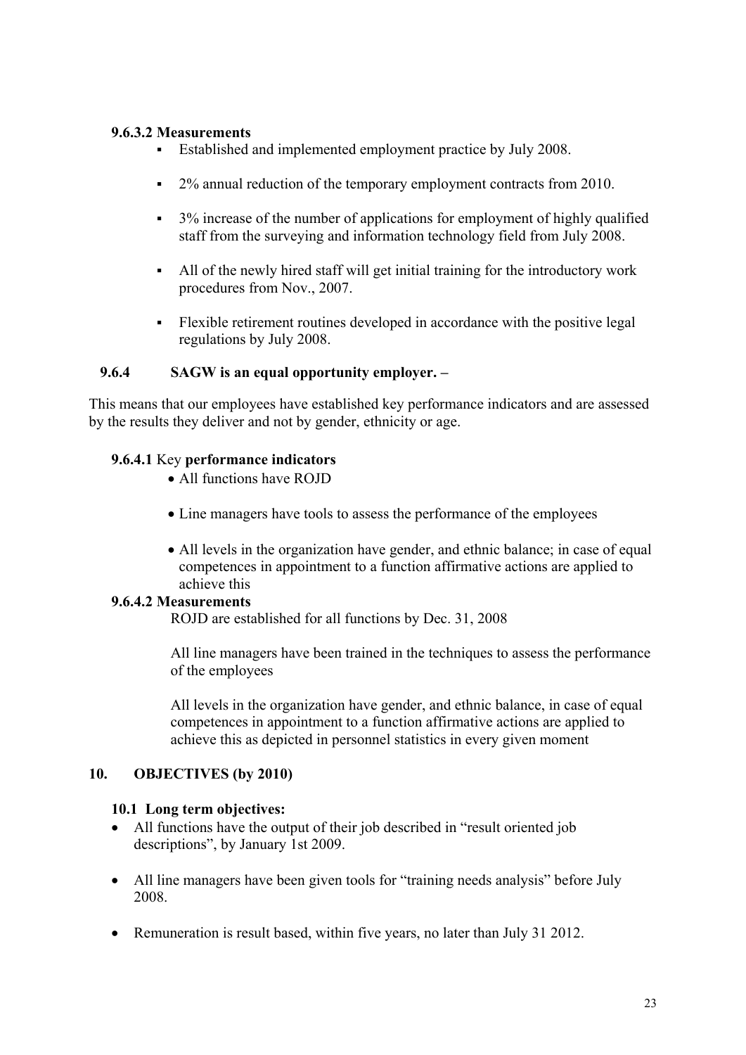#### 9.6.3.2 Measurements

- Established and implemented employment practice by July 2008.
- 2% annual reduction of the temporary employment contracts from 2010.
- 3% increase of the number of applications for employment of highly qualified staff from the surveying and information technology field from July 2008.
- All of the newly hired staff will get initial training for the introductory work procedures from Nov., 2007.
- Flexible retirement routines developed in accordance with the positive legal regulations by July 2008.

### 9.6.4 SAGW is an equal opportunity employer. –

This means that our employees have established key performance indicators and are assessed by the results they deliver and not by gender, ethnicity or age.

#### 9.6.4.1 Key performance indicators

- All functions have ROJD
- Line managers have tools to assess the performance of the employees
- All levels in the organization have gender, and ethnic balance; in case of equal competences in appointment to a function affirmative actions are applied to achieve this

#### 9.6.4.2 Measurements

ROJD are established for all functions by Dec. 31, 2008

All line managers have been trained in the techniques to assess the performance of the employees

All levels in the organization have gender, and ethnic balance, in case of equal competences in appointment to a function affirmative actions are applied to achieve this as depicted in personnel statistics in every given moment

## 10. OBJECTIVES (by 2010)

### 10.1 Long term objectives:

- All functions have the output of their job described in "result oriented job descriptions", by January 1st 2009.
- All line managers have been given tools for "training needs analysis" before July 2008.
- Remuneration is result based, within five years, no later than July 31 2012.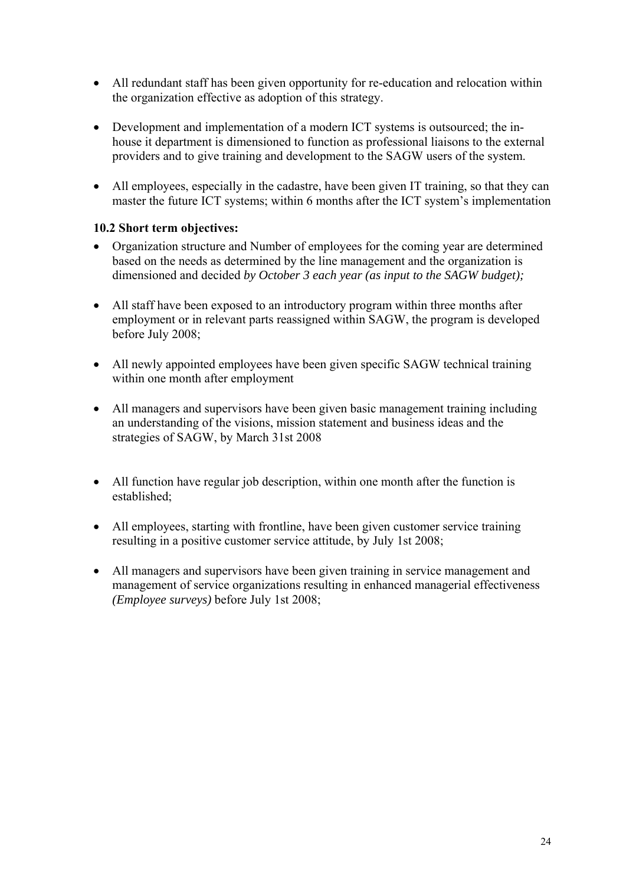- All redundant staff has been given opportunity for re-education and relocation within the organization effective as adoption of this strategy.

- Development and implementation of a modern ICT systems is outsourced; the in-house it department is dimensioned to function as professional liaisons to the external providers and to give training and development to the SAGW users of the system.

- All employees, especially in the cadastre, have been given IT training, so that they can master the future ICT systems; within 6 months after the ICT system's implementation

**10.2 Short term objectives:**

- Organization structure and Number of employees for the coming year are determined based on the needs as determined by the line management and the organization is dimensioned and decided *by October 3 each year (as input to the SAGW budget);*

- All staff have been exposed to an introductory program within three months after employment or in relevant parts reassigned within SAGW, the program is developed before July 2008;

- All newly appointed employees have been given specific SAGW technical training within one month after employment

- All managers and supervisors have been given basic management training including an understanding of the visions, mission statement and business ideas and the strategies of SAGW, by March 31st 2008

- All function have regular job description, within one month after the function is established;

- All employees, starting with frontline, have been given customer service training resulting in a positive customer service attitude, by July 1st 2008;

- All managers and supervisors have been given training in service management and management of service organizations resulting in enhanced managerial effectiveness *(Employee surveys)* before July 1st 2008;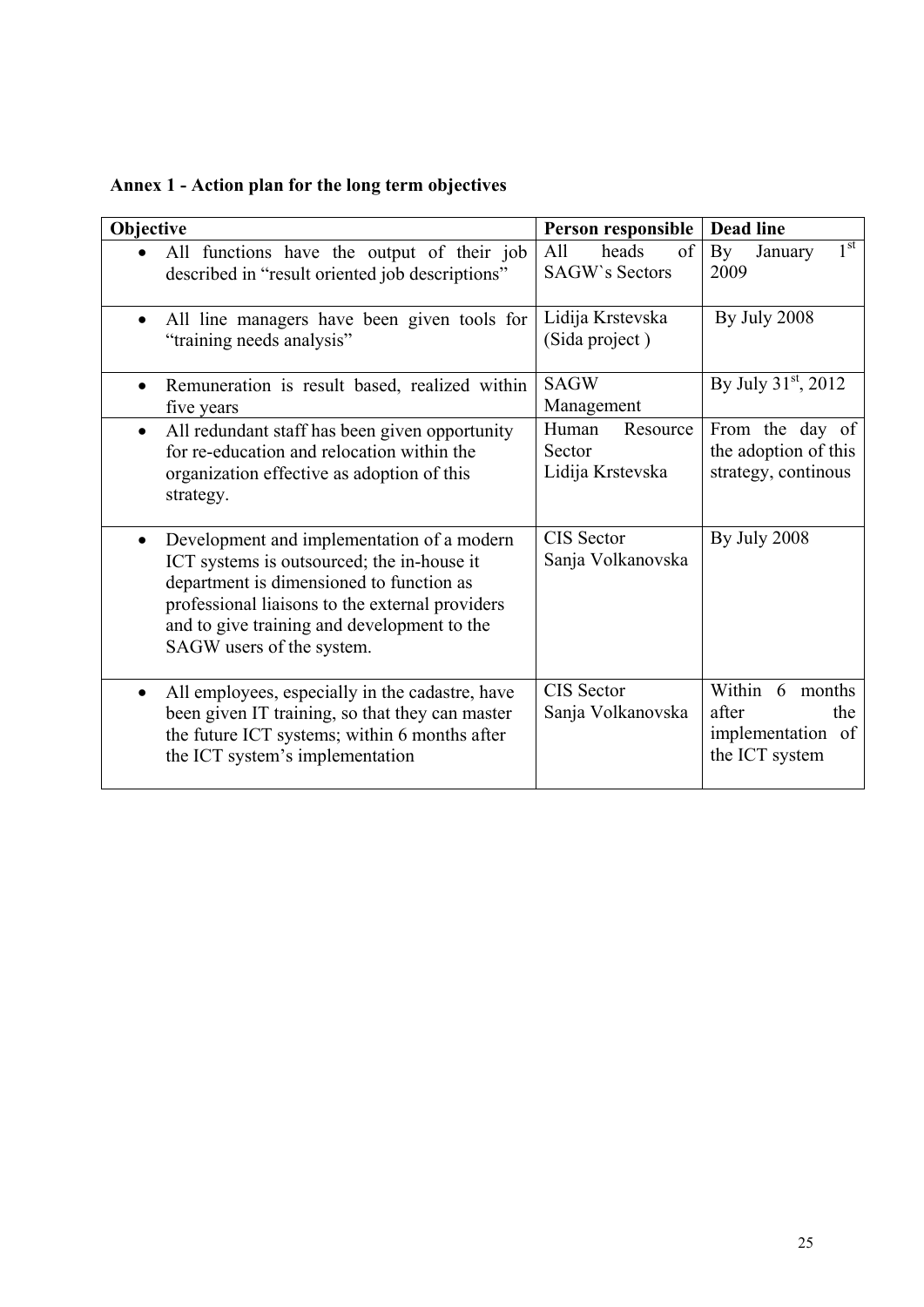**Annex 1 - Action plan for the long term objectives**

| Objective | Person responsible | Dead line |
|---|---|---|
| • All functions have the output of their job described in "result oriented job descriptions" | All heads of SAGW`s Sectors | By January 1st 2009 |
| • All line managers have been given tools for "training needs analysis" | Lidija Krstevska (Sida project ) | By July 2008 |
| • Remuneration is result based, realized within five years | SAGW Management | By July 31st, 2012 |
| • All redundant staff has been given opportunity for re-education and relocation within the organization effective as adoption of this strategy. | Human Resource Sector Lidija Krstevska | From the day of the adoption of this strategy, continous |
| • Development and implementation of a modern ICT systems is outsourced; the in-house it department is dimensioned to function as professional liaisons to the external providers and to give training and development to the SAGW users of the system. | CIS Sector Sanja Volkanovska | By July 2008 |
| • All employees, especially in the cadastre, have been given IT training, so that they can master the future ICT systems; within 6 months after the ICT system's implementation | CIS Sector Sanja Volkanovska | Within 6 months after the implementation of the ICT system |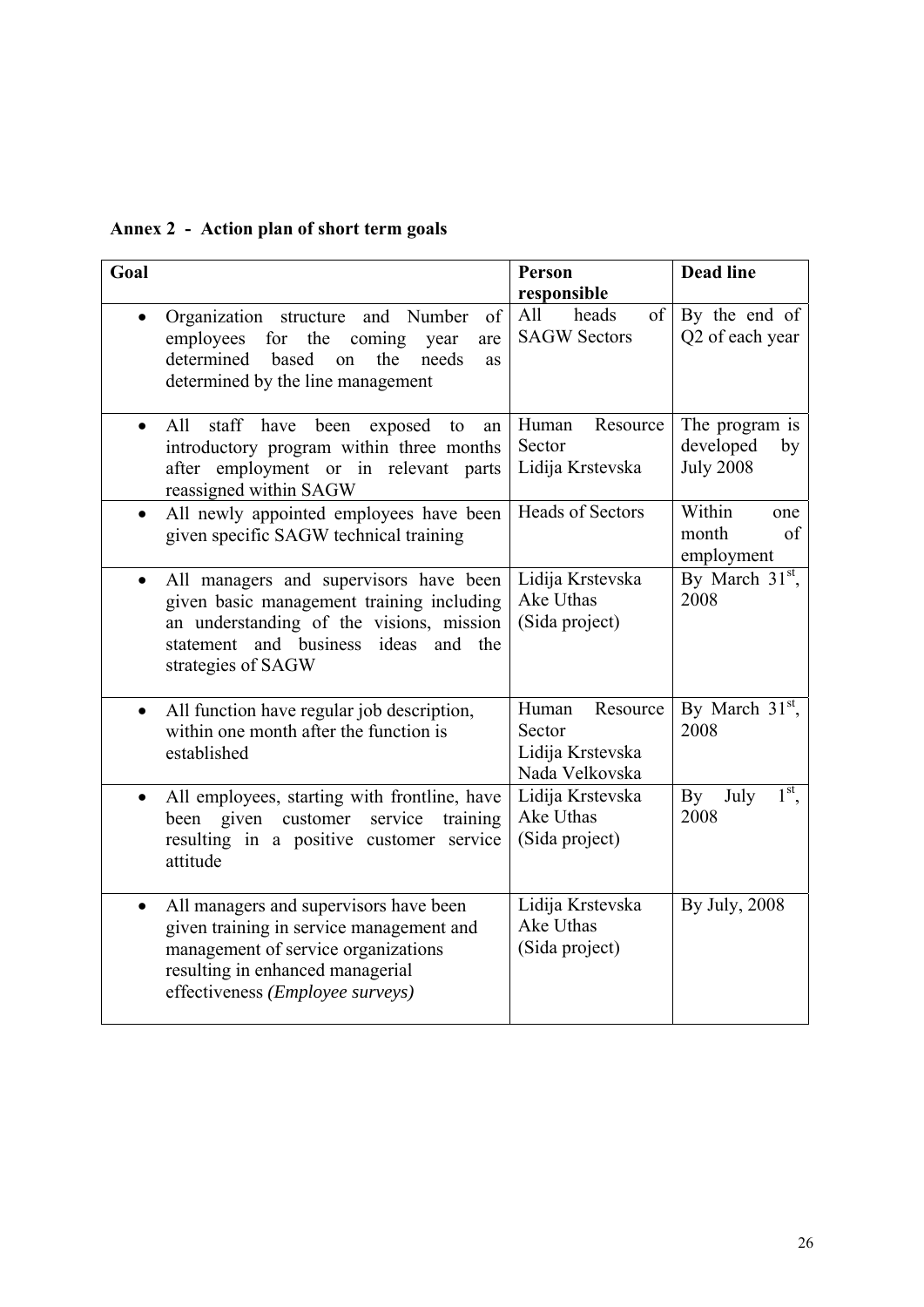**Annex 2 - Action plan of short term goals**

| Goal | Person responsible | Dead line |
|---|---|---|
| • Organization structure and Number of employees for the coming year are determined based on the needs as determined by the line management | All heads of SAGW Sectors | By the end of Q2 of each year |
| • All staff have been exposed to an introductory program within three months after employment or in relevant parts reassigned within SAGW | Human Resource Sector Lidija Krstevska | The program is developed by July 2008 |
| • All newly appointed employees have been given specific SAGW technical training | Heads of Sectors | Within one month of employment |
| • All managers and supervisors have been given basic management training including an understanding of the visions, mission statement and business ideas and the strategies of SAGW | Lidija Krstevska Ake Uthas (Sida project) | By March 31st, 2008 |
| • All function have regular job description, within one month after the function is established | Human Resource Sector Lidija Krstevska Nada Velkovska | By March 31st, 2008 |
| • All employees, starting with frontline, have been given customer service training resulting in a positive customer service attitude | Lidija Krstevska Ake Uthas (Sida project) | By July 1st, 2008 |
| • All managers and supervisors have been given training in service management and management of service organizations resulting in enhanced managerial effectiveness *(Employee surveys)* | Lidija Krstevska Ake Uthas (Sida project) | By July, 2008 |